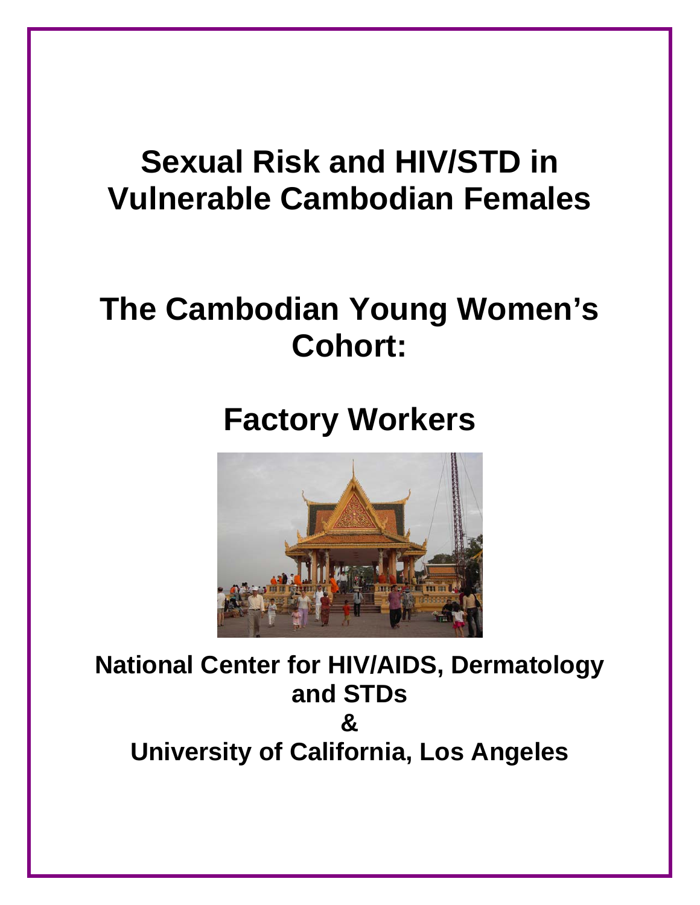# Sexual Risk and HIV/STD in Vulnerable Cambodian Females

# The Cambodian Young Women's Cohort:

# Factory Workers

**National Center for HIV/AIDS, Dermatology and STDs**

**&**

**University of California, Los Angeles**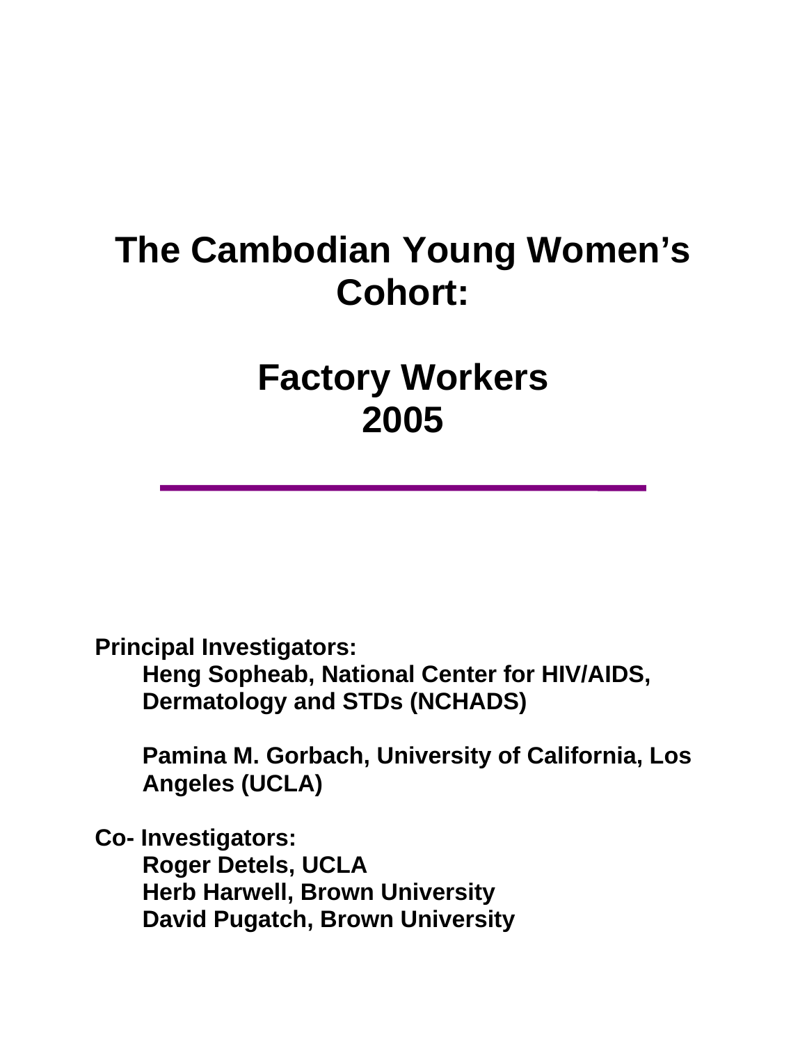# The Cambodian Young Women's Cohort:

# Factory Workers 2005

**Principal Investigators:**

**Heng Sopheab, National Center for HIV/AIDS, Dermatology and STDs (NCHADS)**

**Pamina M. Gorbach, University of California, Los Angeles (UCLA)**

**Co- Investigators:**

**Roger Detels, UCLA**
**Herb Harwell, Brown University**
**David Pugatch, Brown University**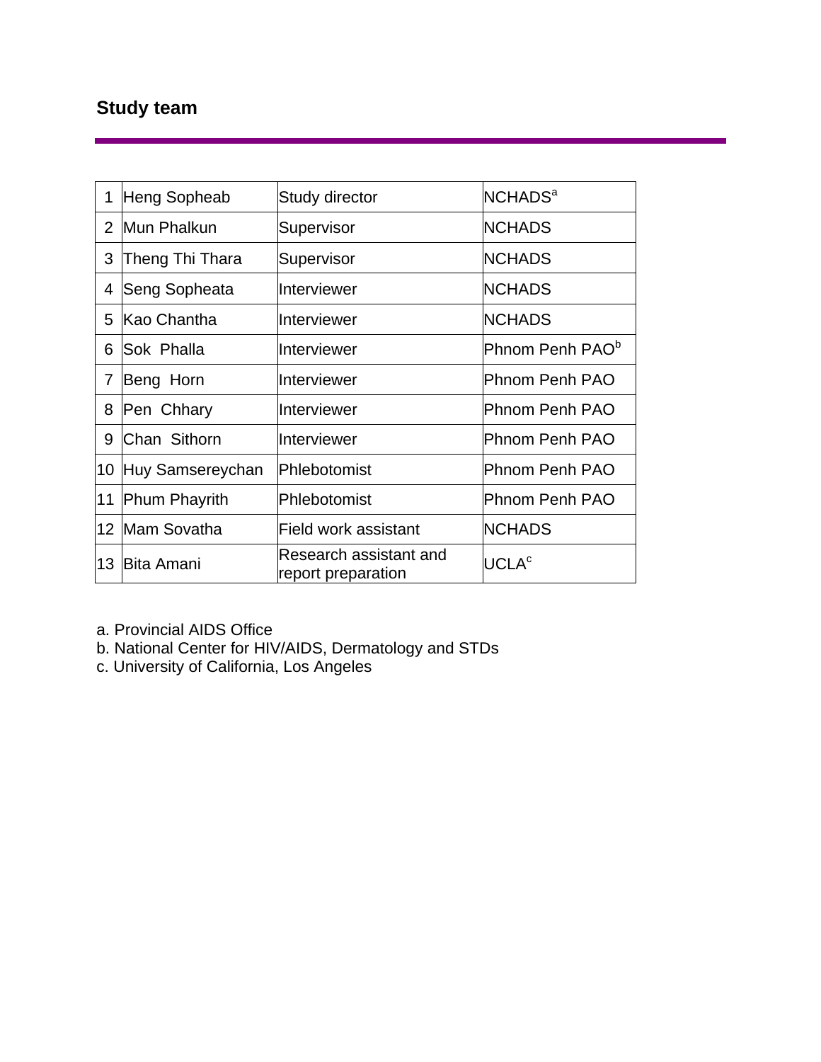## Study team

| | | | |
|---|---|---|---|
| 1 | Heng Sopheab | Study director | NCHADS[a] |
| 2 | Mun Phalkun | Supervisor | NCHADS |
| 3 | Theng Thi Thara | Supervisor | NCHADS |
| 4 | Seng Sopheata | Interviewer | NCHADS |
| 5 | Kao Chantha | Interviewer | NCHADS |
| 6 | Sok Phalla | Interviewer | Phnom Penh PAO[b] |
| 7 | Beng Horn | Interviewer | Phnom Penh PAO |
| 8 | Pen Chhary | Interviewer | Phnom Penh PAO |
| 9 | Chan Sithorn | Interviewer | Phnom Penh PAO |
| 10 | Huy Samsereychan | Phlebotomist | Phnom Penh PAO |
| 11 | Phum Phayrith | Phlebotomist | Phnom Penh PAO |
| 12 | Mam Sovatha | Field work assistant | NCHADS |
| 13 | Bita Amani | Research assistant and report preparation | UCLA[c] |

a. Provincial AIDS Office
b. National Center for HIV/AIDS, Dermatology and STDs
c. University of California, Los Angeles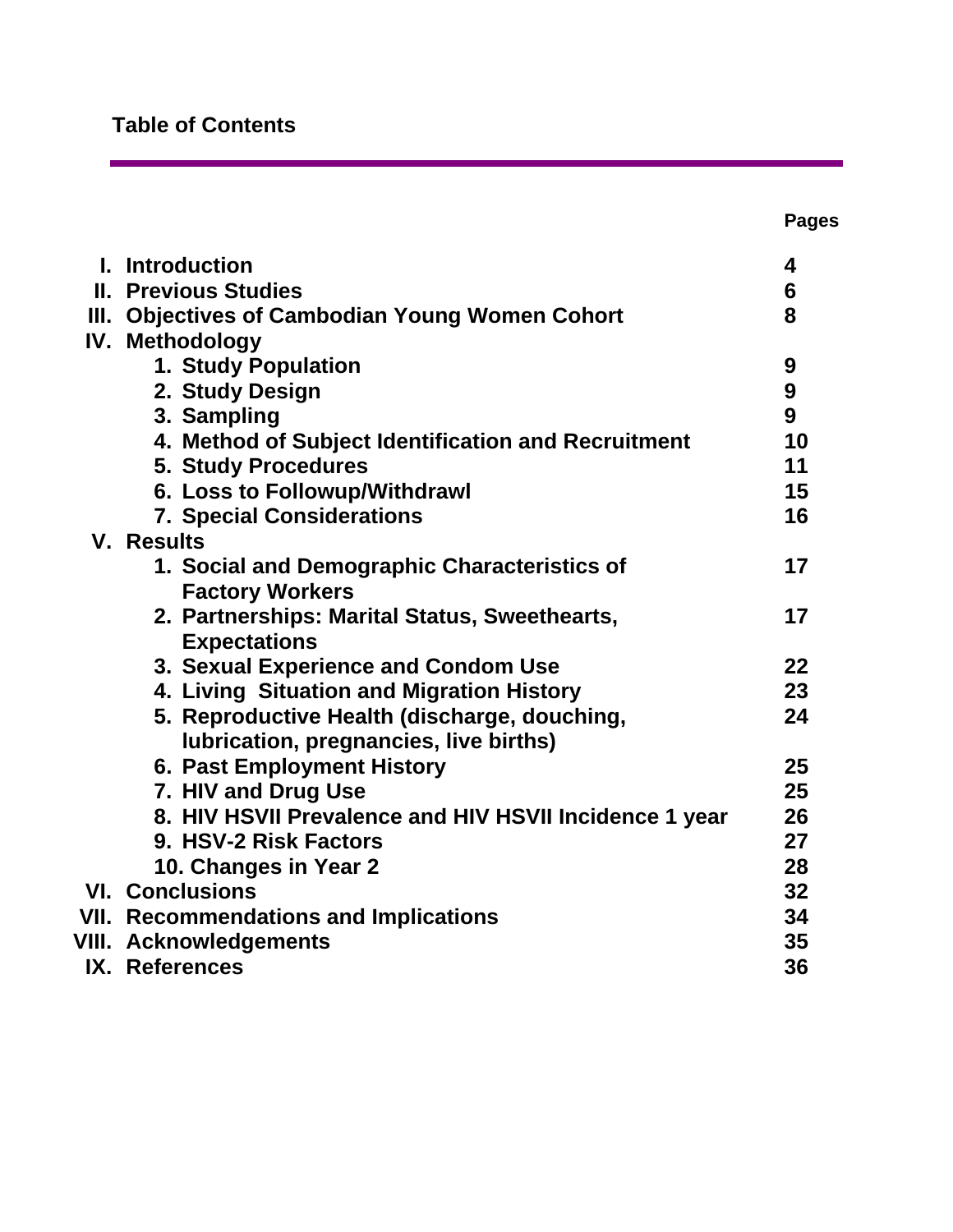## Table of Contents

| | Pages |
|---|---|
| **I. Introduction** | **4** |
| **II. Previous Studies** | **6** |
| **III. Objectives of Cambodian Young Women Cohort** | **8** |
| **IV. Methodology** | |
| 1. Study Population | 9 |
| 2. Study Design | 9 |
| 3. Sampling | 9 |
| 4. Method of Subject Identification and Recruitment | 10 |
| 5. Study Procedures | 11 |
| 6. Loss to Followup/Withdrawl | 15 |
| 7. Special Considerations | 16 |
| **V. Results** | |
| 1. Social and Demographic Characteristics of Factory Workers | 17 |
| 2. Partnerships: Marital Status, Sweethearts, Expectations | 17 |
| 3. Sexual Experience and Condom Use | 22 |
| 4. Living Situation and Migration History | 23 |
| 5. Reproductive Health (discharge, douching, lubrication, pregnancies, live births) | 24 |
| 6. Past Employment History | 25 |
| 7. HIV and Drug Use | 25 |
| 8. HIV HSVII Prevalence and HIV HSVII Incidence 1 year | 26 |
| 9. HSV-2 Risk Factors | 27 |
| 10. Changes in Year 2 | 28 |
| **VI. Conclusions** | **32** |
| **VII. Recommendations and Implications** | **34** |
| **VIII. Acknowledgements** | **35** |
| **IX. References** | **36** |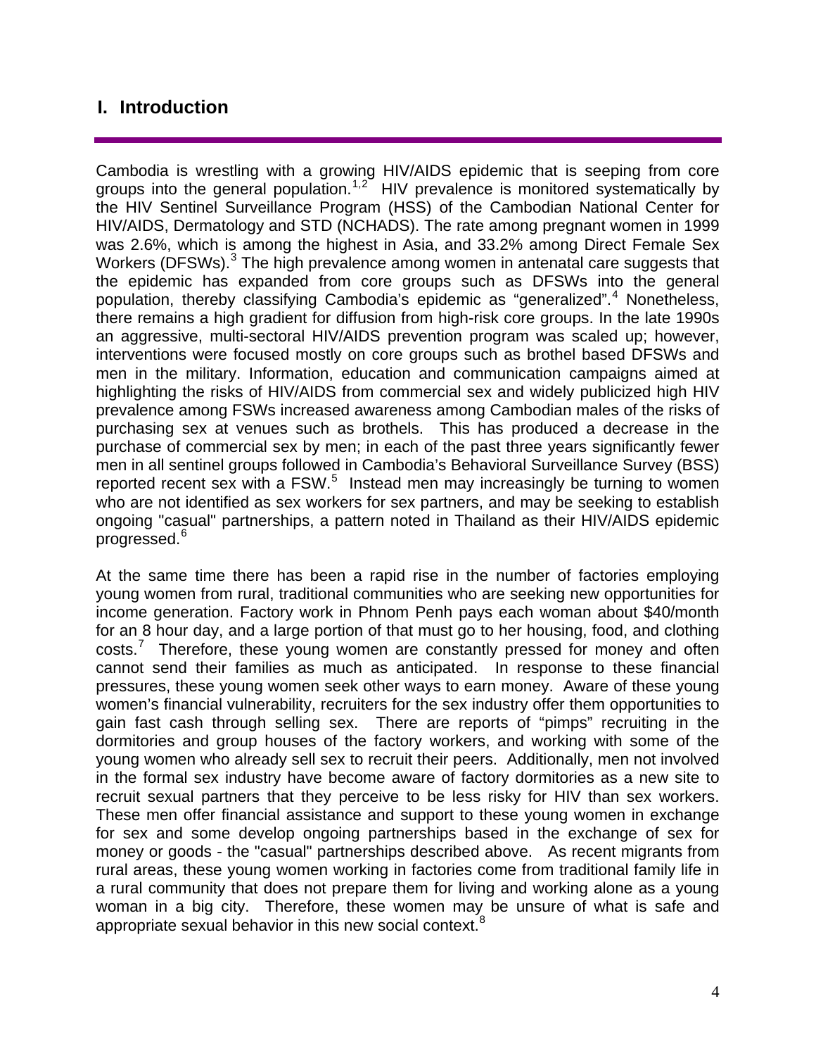# I. Introduction

Cambodia is wrestling with a growing HIV/AIDS epidemic that is seeping from core groups into the general population.[1,2] HIV prevalence is monitored systematically by the HIV Sentinel Surveillance Program (HSS) of the Cambodian National Center for HIV/AIDS, Dermatology and STD (NCHADS). The rate among pregnant women in 1999 was 2.6%, which is among the highest in Asia, and 33.2% among Direct Female Sex Workers (DFSWs).[3] The high prevalence among women in antenatal care suggests that the epidemic has expanded from core groups such as DFSWs into the general population, thereby classifying Cambodia's epidemic as "generalized".[4] Nonetheless, there remains a high gradient for diffusion from high-risk core groups. In the late 1990s an aggressive, multi-sectoral HIV/AIDS prevention program was scaled up; however, interventions were focused mostly on core groups such as brothel based DFSWs and men in the military. Information, education and communication campaigns aimed at highlighting the risks of HIV/AIDS from commercial sex and widely publicized high HIV prevalence among FSWs increased awareness among Cambodian males of the risks of purchasing sex at venues such as brothels. This has produced a decrease in the purchase of commercial sex by men; in each of the past three years significantly fewer men in all sentinel groups followed in Cambodia's Behavioral Surveillance Survey (BSS) reported recent sex with a FSW.[5] Instead men may increasingly be turning to women who are not identified as sex workers for sex partners, and may be seeking to establish ongoing "casual" partnerships, a pattern noted in Thailand as their HIV/AIDS epidemic progressed.[6]

At the same time there has been a rapid rise in the number of factories employing young women from rural, traditional communities who are seeking new opportunities for income generation. Factory work in Phnom Penh pays each woman about $40/month for an 8 hour day, and a large portion of that must go to her housing, food, and clothing costs.[7] Therefore, these young women are constantly pressed for money and often cannot send their families as much as anticipated. In response to these financial pressures, these young women seek other ways to earn money. Aware of these young women's financial vulnerability, recruiters for the sex industry offer them opportunities to gain fast cash through selling sex. There are reports of "pimps" recruiting in the dormitories and group houses of the factory workers, and working with some of the young women who already sell sex to recruit their peers. Additionally, men not involved in the formal sex industry have become aware of factory dormitories as a new site to recruit sexual partners that they perceive to be less risky for HIV than sex workers. These men offer financial assistance and support to these young women in exchange for sex and some develop ongoing partnerships based in the exchange of sex for money or goods - the "casual" partnerships described above. As recent migrants from rural areas, these young women working in factories come from traditional family life in a rural community that does not prepare them for living and working alone as a young woman in a big city. Therefore, these women may be unsure of what is safe and appropriate sexual behavior in this new social context.[8]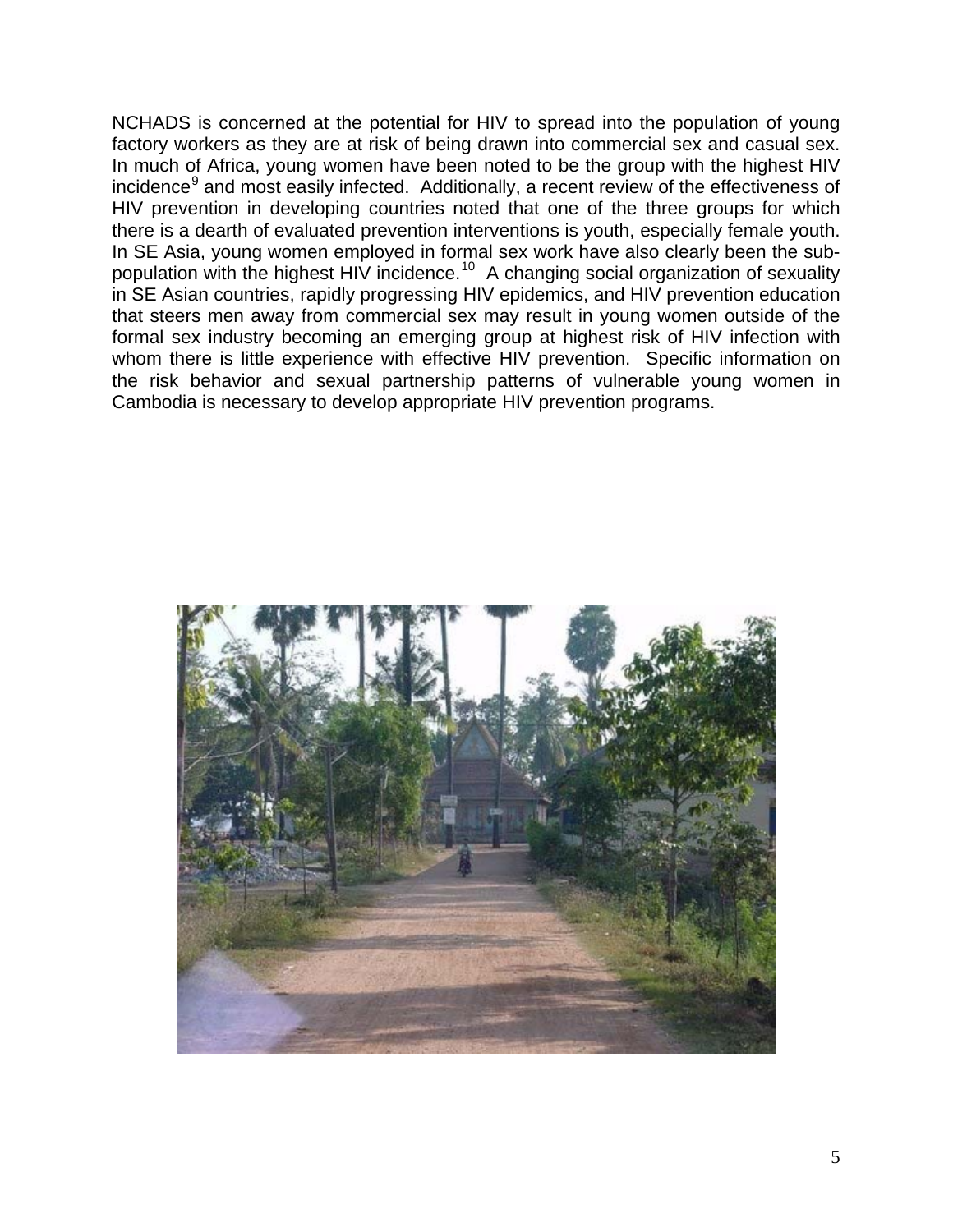NCHADS is concerned at the potential for HIV to spread into the population of young factory workers as they are at risk of being drawn into commercial sex and casual sex. In much of Africa, young women have been noted to be the group with the highest HIV incidence[9] and most easily infected. Additionally, a recent review of the effectiveness of HIV prevention in developing countries noted that one of the three groups for which there is a dearth of evaluated prevention interventions is youth, especially female youth. In SE Asia, young women employed in formal sex work have also clearly been the sub-population with the highest HIV incidence.[10] A changing social organization of sexuality in SE Asian countries, rapidly progressing HIV epidemics, and HIV prevention education that steers men away from commercial sex may result in young women outside of the formal sex industry becoming an emerging group at highest risk of HIV infection with whom there is little experience with effective HIV prevention. Specific information on the risk behavior and sexual partnership patterns of vulnerable young women in Cambodia is necessary to develop appropriate HIV prevention programs.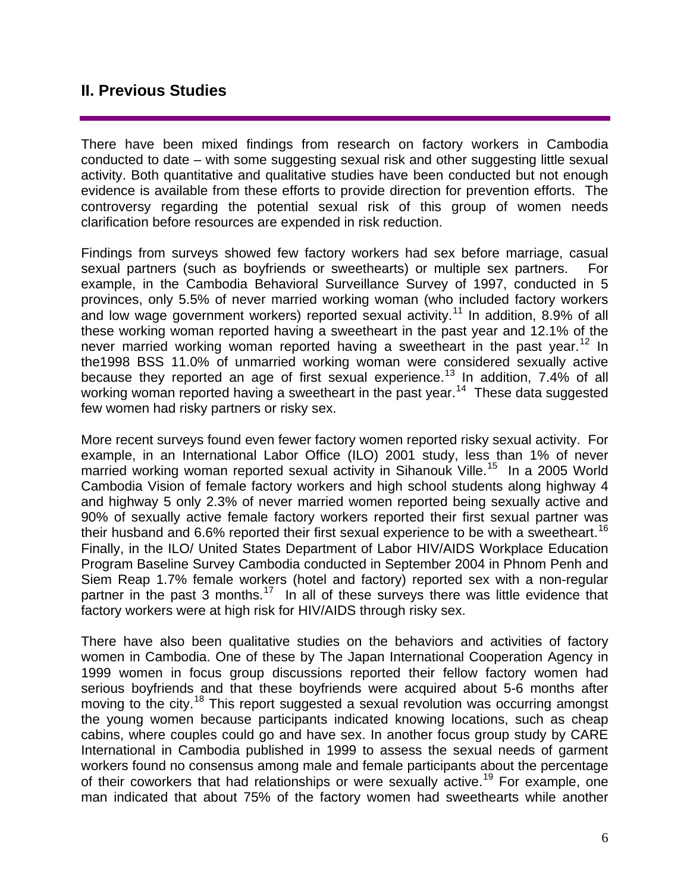## II. Previous Studies

There have been mixed findings from research on factory workers in Cambodia conducted to date – with some suggesting sexual risk and other suggesting little sexual activity. Both quantitative and qualitative studies have been conducted but not enough evidence is available from these efforts to provide direction for prevention efforts. The controversy regarding the potential sexual risk of this group of women needs clarification before resources are expended in risk reduction.

Findings from surveys showed few factory workers had sex before marriage, casual sexual partners (such as boyfriends or sweethearts) or multiple sex partners. For example, in the Cambodia Behavioral Surveillance Survey of 1997, conducted in 5 provinces, only 5.5% of never married working woman (who included factory workers and low wage government workers) reported sexual activity.[11] In addition, 8.9% of all these working woman reported having a sweetheart in the past year and 12.1% of the never married working woman reported having a sweetheart in the past year.[12] In the1998 BSS 11.0% of unmarried working woman were considered sexually active because they reported an age of first sexual experience.[13] In addition, 7.4% of all working woman reported having a sweetheart in the past year.[14] These data suggested few women had risky partners or risky sex.

More recent surveys found even fewer factory women reported risky sexual activity. For example, in an International Labor Office (ILO) 2001 study, less than 1% of never married working woman reported sexual activity in Sihanouk Ville.[15] In a 2005 World Cambodia Vision of female factory workers and high school students along highway 4 and highway 5 only 2.3% of never married women reported being sexually active and 90% of sexually active female factory workers reported their first sexual partner was their husband and 6.6% reported their first sexual experience to be with a sweetheart.[16] Finally, in the ILO/ United States Department of Labor HIV/AIDS Workplace Education Program Baseline Survey Cambodia conducted in September 2004 in Phnom Penh and Siem Reap 1.7% female workers (hotel and factory) reported sex with a non-regular partner in the past 3 months.[17] In all of these surveys there was little evidence that factory workers were at high risk for HIV/AIDS through risky sex.

There have also been qualitative studies on the behaviors and activities of factory women in Cambodia. One of these by The Japan International Cooperation Agency in 1999 women in focus group discussions reported their fellow factory women had serious boyfriends and that these boyfriends were acquired about 5-6 months after moving to the city.[18] This report suggested a sexual revolution was occurring amongst the young women because participants indicated knowing locations, such as cheap cabins, where couples could go and have sex. In another focus group study by CARE International in Cambodia published in 1999 to assess the sexual needs of garment workers found no consensus among male and female participants about the percentage of their coworkers that had relationships or were sexually active.[19] For example, one man indicated that about 75% of the factory women had sweethearts while another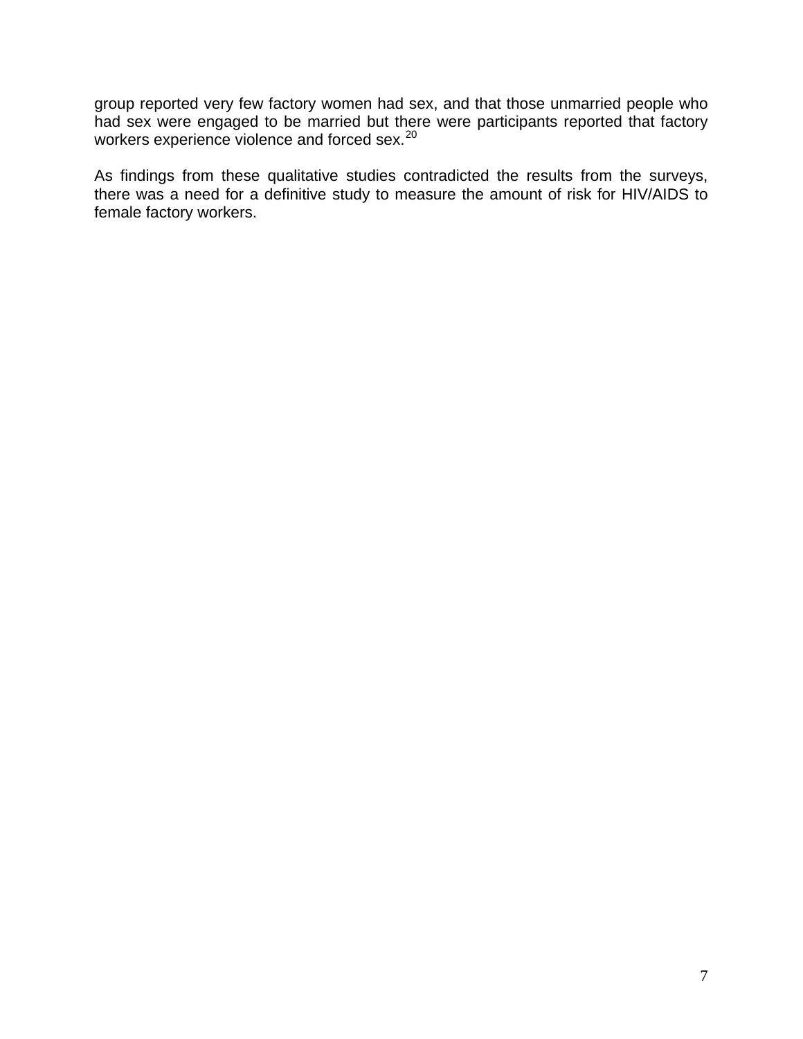group reported very few factory women had sex, and that those unmarried people who had sex were engaged to be married but there were participants reported that factory workers experience violence and forced sex.[20]

As findings from these qualitative studies contradicted the results from the surveys, there was a need for a definitive study to measure the amount of risk for HIV/AIDS to female factory workers.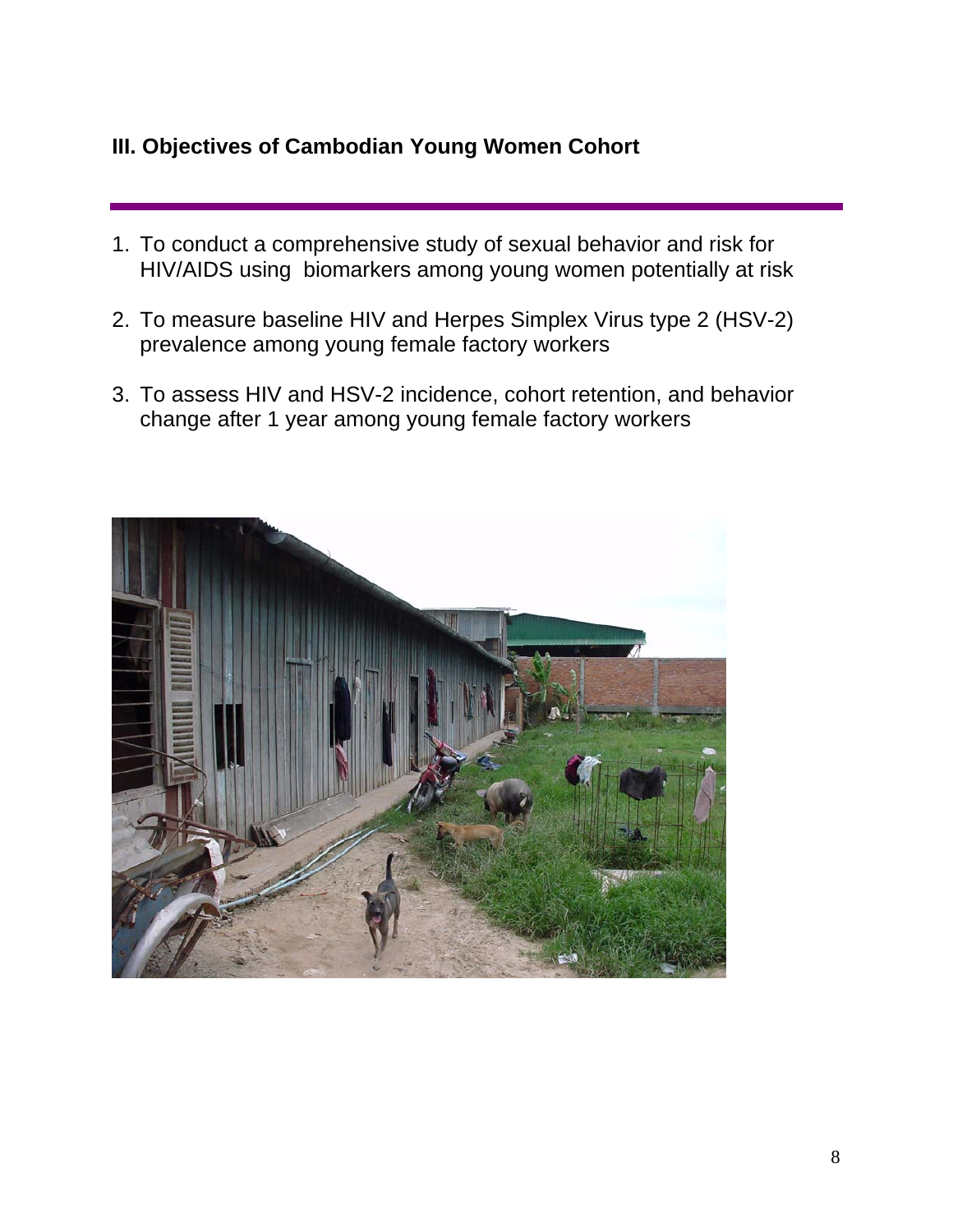### III. Objectives of Cambodian Young Women Cohort

1. To conduct a comprehensive study of sexual behavior and risk for HIV/AIDS using biomarkers among young women potentially at risk
2. To measure baseline HIV and Herpes Simplex Virus type 2 (HSV-2) prevalence among young female factory workers
3. To assess HIV and HSV-2 incidence, cohort retention, and behavior change after 1 year among young female factory workers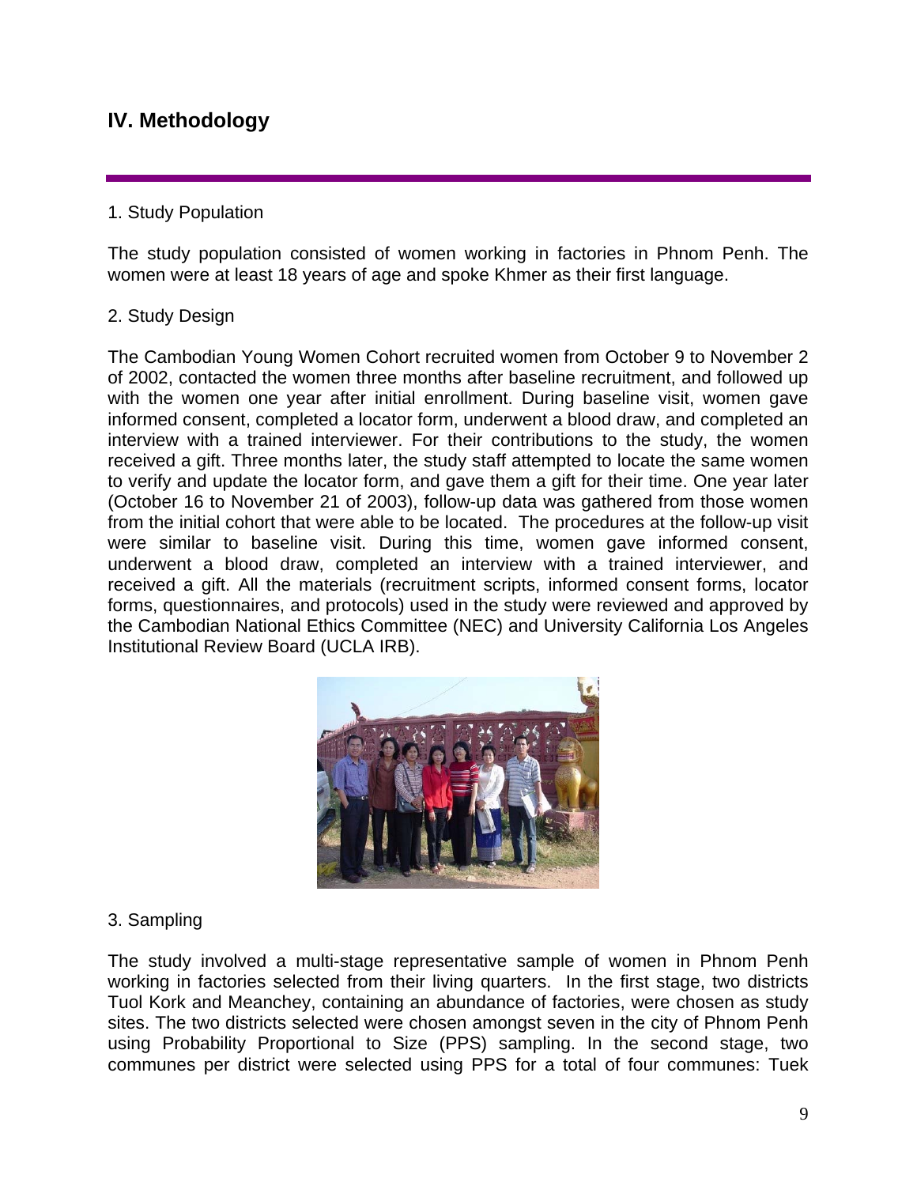## IV. Methodology

1. Study Population

The study population consisted of women working in factories in Phnom Penh. The women were at least 18 years of age and spoke Khmer as their first language.

2. Study Design

The Cambodian Young Women Cohort recruited women from October 9 to November 2 of 2002, contacted the women three months after baseline recruitment, and followed up with the women one year after initial enrollment. During baseline visit, women gave informed consent, completed a locator form, underwent a blood draw, and completed an interview with a trained interviewer. For their contributions to the study, the women received a gift. Three months later, the study staff attempted to locate the same women to verify and update the locator form, and gave them a gift for their time. One year later (October 16 to November 21 of 2003), follow-up data was gathered from those women from the initial cohort that were able to be located. The procedures at the follow-up visit were similar to baseline visit. During this time, women gave informed consent, underwent a blood draw, completed an interview with a trained interviewer, and received a gift. All the materials (recruitment scripts, informed consent forms, locator forms, questionnaires, and protocols) used in the study were reviewed and approved by the Cambodian National Ethics Committee (NEC) and University California Los Angeles Institutional Review Board (UCLA IRB).

3. Sampling

The study involved a multi-stage representative sample of women in Phnom Penh working in factories selected from their living quarters. In the first stage, two districts Tuol Kork and Meanchey, containing an abundance of factories, were chosen as study sites. The two districts selected were chosen amongst seven in the city of Phnom Penh using Probability Proportional to Size (PPS) sampling. In the second stage, two communes per district were selected using PPS for a total of four communes: Tuek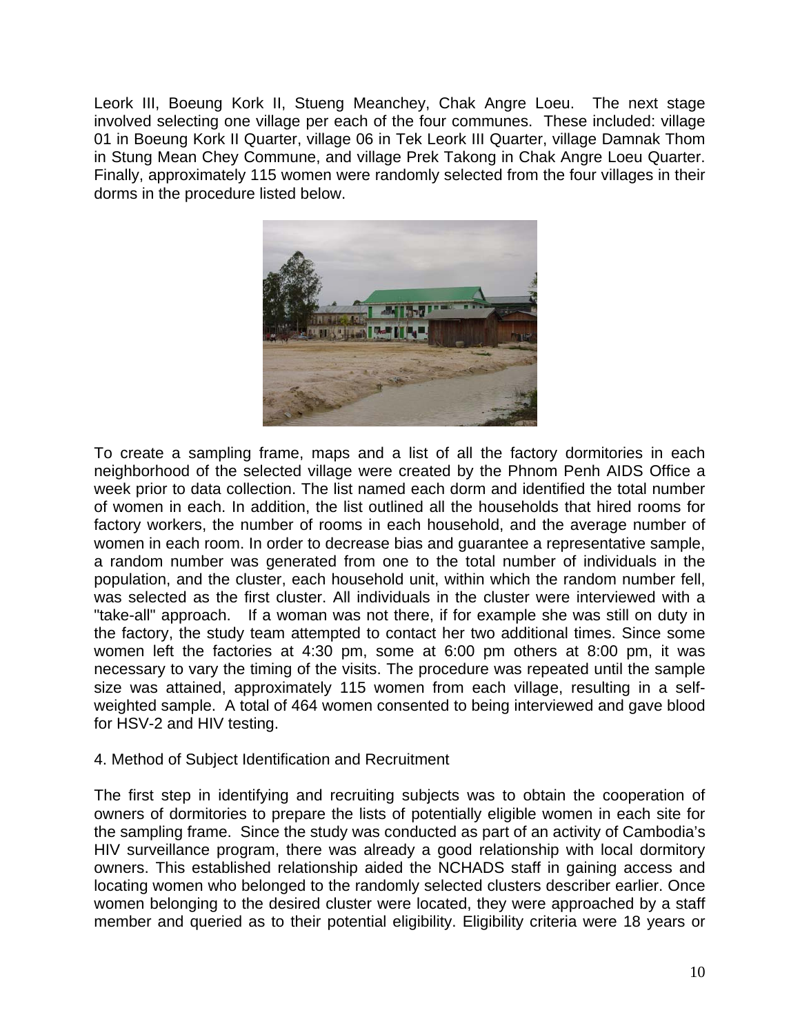Leork III, Boeung Kork II, Stueng Meanchey, Chak Angre Loeu. The next stage involved selecting one village per each of the four communes. These included: village 01 in Boeung Kork II Quarter, village 06 in Tek Leork III Quarter, village Damnak Thom in Stung Mean Chey Commune, and village Prek Takong in Chak Angre Loeu Quarter. Finally, approximately 115 women were randomly selected from the four villages in their dorms in the procedure listed below.

To create a sampling frame, maps and a list of all the factory dormitories in each neighborhood of the selected village were created by the Phnom Penh AIDS Office a week prior to data collection. The list named each dorm and identified the total number of women in each. In addition, the list outlined all the households that hired rooms for factory workers, the number of rooms in each household, and the average number of women in each room. In order to decrease bias and guarantee a representative sample, a random number was generated from one to the total number of individuals in the population, and the cluster, each household unit, within which the random number fell, was selected as the first cluster. All individuals in the cluster were interviewed with a "take-all" approach. If a woman was not there, if for example she was still on duty in the factory, the study team attempted to contact her two additional times. Since some women left the factories at 4:30 pm, some at 6:00 pm others at 8:00 pm, it was necessary to vary the timing of the visits. The procedure was repeated until the sample size was attained, approximately 115 women from each village, resulting in a self-weighted sample. A total of 464 women consented to being interviewed and gave blood for HSV-2 and HIV testing.

4. Method of Subject Identification and Recruitment

The first step in identifying and recruiting subjects was to obtain the cooperation of owners of dormitories to prepare the lists of potentially eligible women in each site for the sampling frame. Since the study was conducted as part of an activity of Cambodia's HIV surveillance program, there was already a good relationship with local dormitory owners. This established relationship aided the NCHADS staff in gaining access and locating women who belonged to the randomly selected clusters describer earlier. Once women belonging to the desired cluster were located, they were approached by a staff member and queried as to their potential eligibility. Eligibility criteria were 18 years or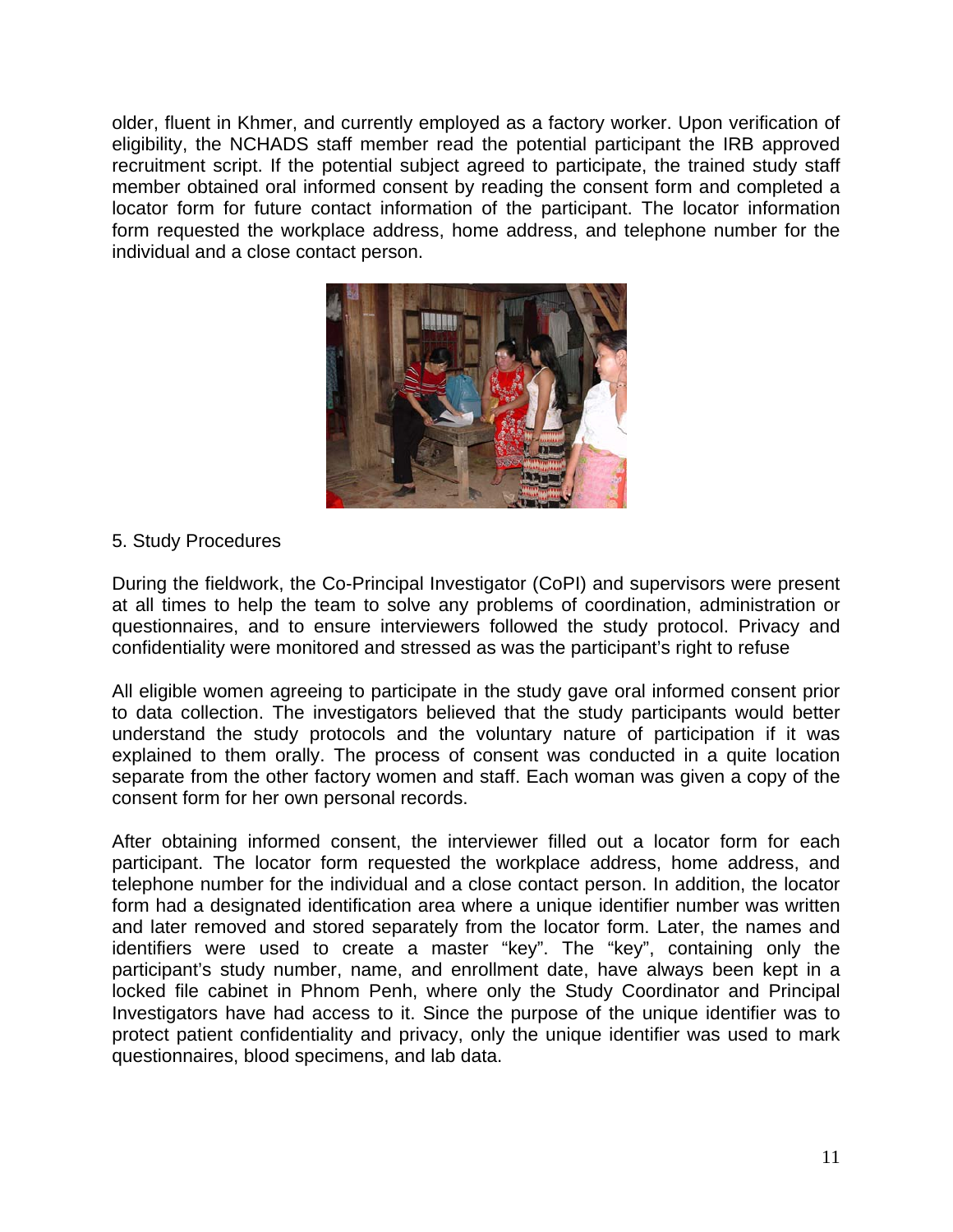older, fluent in Khmer, and currently employed as a factory worker. Upon verification of eligibility, the NCHADS staff member read the potential participant the IRB approved recruitment script. If the potential subject agreed to participate, the trained study staff member obtained oral informed consent by reading the consent form and completed a locator form for future contact information of the participant. The locator information form requested the workplace address, home address, and telephone number for the individual and a close contact person.

5. Study Procedures

During the fieldwork, the Co-Principal Investigator (CoPI) and supervisors were present at all times to help the team to solve any problems of coordination, administration or questionnaires, and to ensure interviewers followed the study protocol. Privacy and confidentiality were monitored and stressed as was the participant's right to refuse

All eligible women agreeing to participate in the study gave oral informed consent prior to data collection. The investigators believed that the study participants would better understand the study protocols and the voluntary nature of participation if it was explained to them orally. The process of consent was conducted in a quite location separate from the other factory women and staff. Each woman was given a copy of the consent form for her own personal records.

After obtaining informed consent, the interviewer filled out a locator form for each participant. The locator form requested the workplace address, home address, and telephone number for the individual and a close contact person. In addition, the locator form had a designated identification area where a unique identifier number was written and later removed and stored separately from the locator form. Later, the names and identifiers were used to create a master "key". The "key", containing only the participant's study number, name, and enrollment date, have always been kept in a locked file cabinet in Phnom Penh, where only the Study Coordinator and Principal Investigators have had access to it. Since the purpose of the unique identifier was to protect patient confidentiality and privacy, only the unique identifier was used to mark questionnaires, blood specimens, and lab data.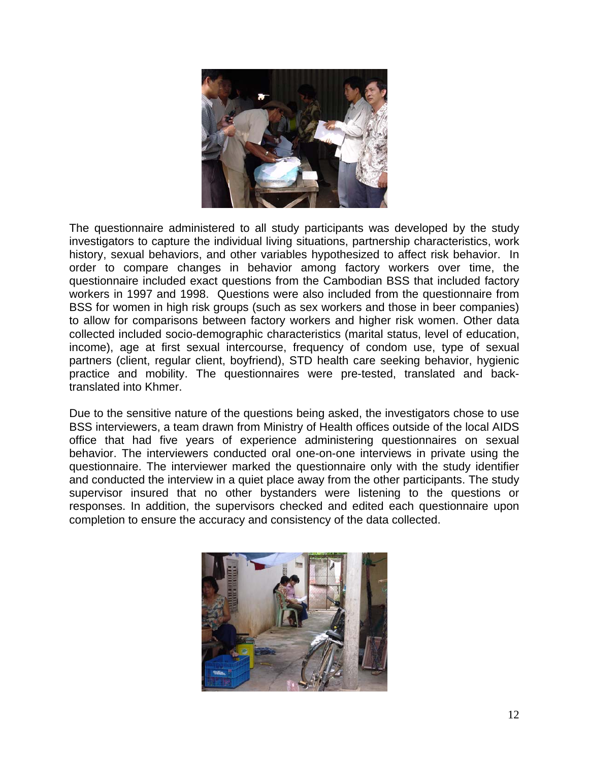The questionnaire administered to all study participants was developed by the study investigators to capture the individual living situations, partnership characteristics, work history, sexual behaviors, and other variables hypothesized to affect risk behavior. In order to compare changes in behavior among factory workers over time, the questionnaire included exact questions from the Cambodian BSS that included factory workers in 1997 and 1998. Questions were also included from the questionnaire from BSS for women in high risk groups (such as sex workers and those in beer companies) to allow for comparisons between factory workers and higher risk women. Other data collected included socio-demographic characteristics (marital status, level of education, income), age at first sexual intercourse, frequency of condom use, type of sexual partners (client, regular client, boyfriend), STD health care seeking behavior, hygienic practice and mobility. The questionnaires were pre-tested, translated and back-translated into Khmer.

Due to the sensitive nature of the questions being asked, the investigators chose to use BSS interviewers, a team drawn from Ministry of Health offices outside of the local AIDS office that had five years of experience administering questionnaires on sexual behavior. The interviewers conducted oral one-on-one interviews in private using the questionnaire. The interviewer marked the questionnaire only with the study identifier and conducted the interview in a quiet place away from the other participants. The study supervisor insured that no other bystanders were listening to the questions or responses. In addition, the supervisors checked and edited each questionnaire upon completion to ensure the accuracy and consistency of the data collected.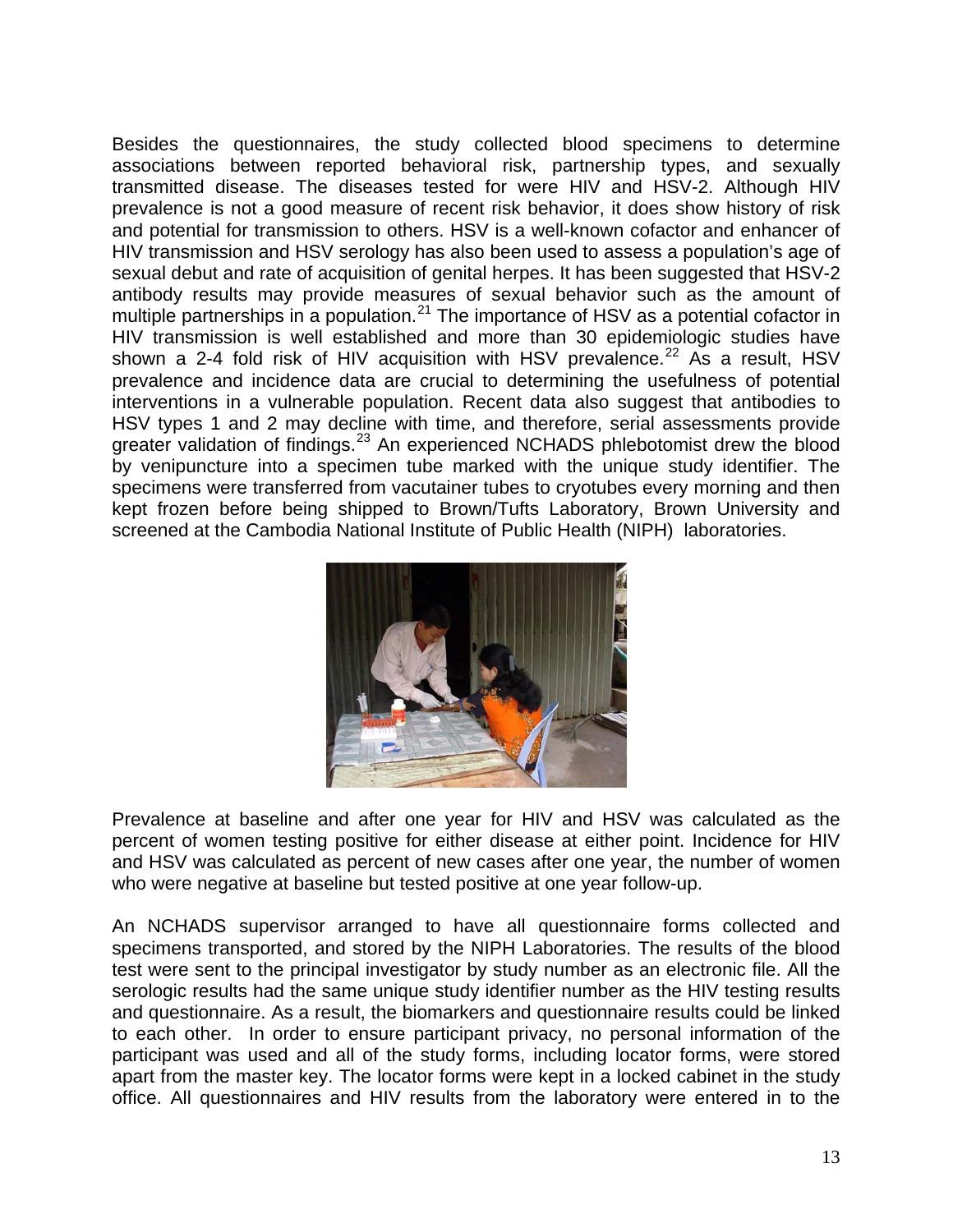Besides the questionnaires, the study collected blood specimens to determine associations between reported behavioral risk, partnership types, and sexually transmitted disease. The diseases tested for were HIV and HSV-2. Although HIV prevalence is not a good measure of recent risk behavior, it does show history of risk and potential for transmission to others. HSV is a well-known cofactor and enhancer of HIV transmission and HSV serology has also been used to assess a population's age of sexual debut and rate of acquisition of genital herpes. It has been suggested that HSV-2 antibody results may provide measures of sexual behavior such as the amount of multiple partnerships in a population.[21] The importance of HSV as a potential cofactor in HIV transmission is well established and more than 30 epidemiologic studies have shown a 2-4 fold risk of HIV acquisition with HSV prevalence.[22] As a result, HSV prevalence and incidence data are crucial to determining the usefulness of potential interventions in a vulnerable population. Recent data also suggest that antibodies to HSV types 1 and 2 may decline with time, and therefore, serial assessments provide greater validation of findings.[23] An experienced NCHADS phlebotomist drew the blood by venipuncture into a specimen tube marked with the unique study identifier. The specimens were transferred from vacutainer tubes to cryotubes every morning and then kept frozen before being shipped to Brown/Tufts Laboratory, Brown University and screened at the Cambodia National Institute of Public Health (NIPH) laboratories.

Prevalence at baseline and after one year for HIV and HSV was calculated as the percent of women testing positive for either disease at either point. Incidence for HIV and HSV was calculated as percent of new cases after one year, the number of women who were negative at baseline but tested positive at one year follow-up.

An NCHADS supervisor arranged to have all questionnaire forms collected and specimens transported, and stored by the NIPH Laboratories. The results of the blood test were sent to the principal investigator by study number as an electronic file. All the serologic results had the same unique study identifier number as the HIV testing results and questionnaire. As a result, the biomarkers and questionnaire results could be linked to each other. In order to ensure participant privacy, no personal information of the participant was used and all of the study forms, including locator forms, were stored apart from the master key. The locator forms were kept in a locked cabinet in the study office. All questionnaires and HIV results from the laboratory were entered in to the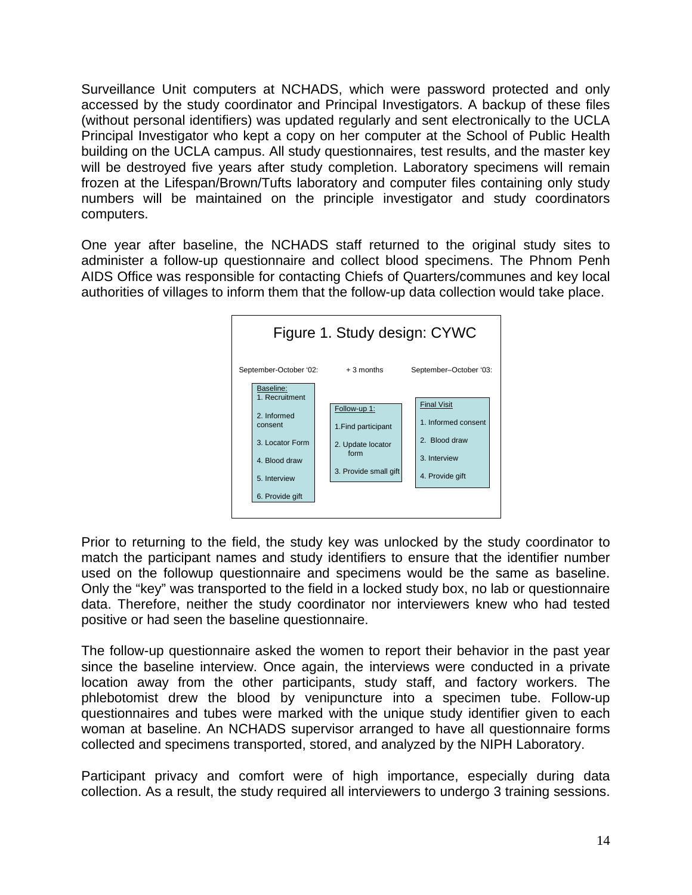Surveillance Unit computers at NCHADS, which were password protected and only accessed by the study coordinator and Principal Investigators. A backup of these files (without personal identifiers) was updated regularly and sent electronically to the UCLA Principal Investigator who kept a copy on her computer at the School of Public Health building on the UCLA campus. All study questionnaires, test results, and the master key will be destroyed five years after study completion. Laboratory specimens will remain frozen at the Lifespan/Brown/Tufts laboratory and computer files containing only study numbers will be maintained on the principle investigator and study coordinators computers.

One year after baseline, the NCHADS staff returned to the original study sites to administer a follow-up questionnaire and collect blood specimens. The Phnom Penh AIDS Office was responsible for contacting Chiefs of Quarters/communes and key local authorities of villages to inform them that the follow-up data collection would take place.

Figure 1. Study design: CYWC

| September-October '02: | + 3 months | September–October '03: |
|---|---|---|
| Baseline:<br>1. Recruitment<br>2. Informed consent<br>3. Locator Form<br>4. Blood draw<br>5. Interview<br>6. Provide gift | Follow-up 1:<br>1.Find participant<br>2. Update locator form<br>3. Provide small gift | Final Visit<br>1. Informed consent<br>2. Blood draw<br>3. Interview<br>4. Provide gift |

Prior to returning to the field, the study key was unlocked by the study coordinator to match the participant names and study identifiers to ensure that the identifier number used on the followup questionnaire and specimens would be the same as baseline. Only the "key" was transported to the field in a locked study box, no lab or questionnaire data. Therefore, neither the study coordinator nor interviewers knew who had tested positive or had seen the baseline questionnaire.

The follow-up questionnaire asked the women to report their behavior in the past year since the baseline interview. Once again, the interviews were conducted in a private location away from the other participants, study staff, and factory workers. The phlebotomist drew the blood by venipuncture into a specimen tube. Follow-up questionnaires and tubes were marked with the unique study identifier given to each woman at baseline. An NCHADS supervisor arranged to have all questionnaire forms collected and specimens transported, stored, and analyzed by the NIPH Laboratory.

Participant privacy and comfort were of high importance, especially during data collection. As a result, the study required all interviewers to undergo 3 training sessions.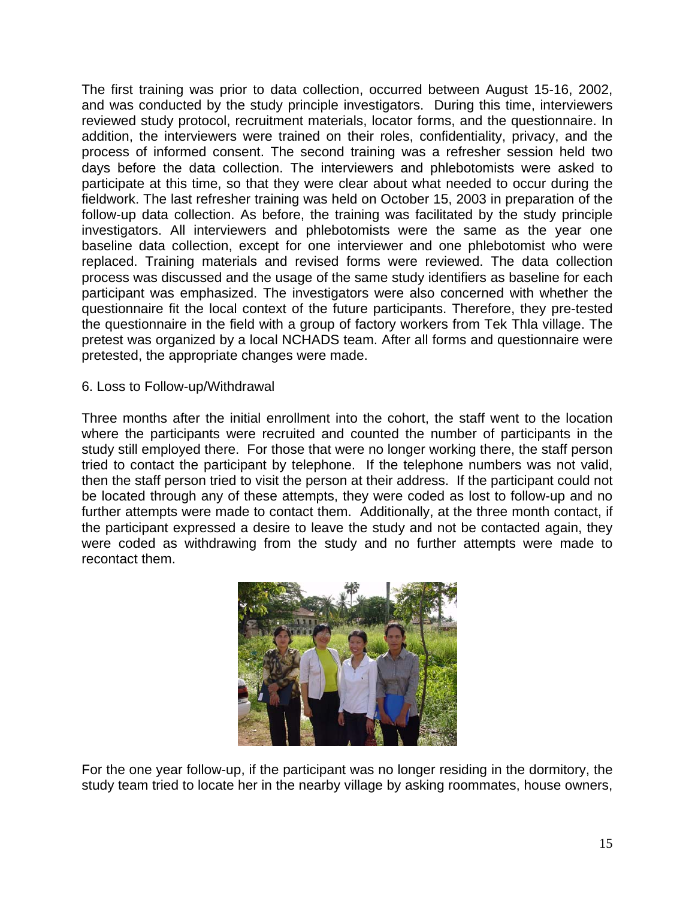The first training was prior to data collection, occurred between August 15-16, 2002, and was conducted by the study principle investigators. During this time, interviewers reviewed study protocol, recruitment materials, locator forms, and the questionnaire. In addition, the interviewers were trained on their roles, confidentiality, privacy, and the process of informed consent. The second training was a refresher session held two days before the data collection. The interviewers and phlebotomists were asked to participate at this time, so that they were clear about what needed to occur during the fieldwork. The last refresher training was held on October 15, 2003 in preparation of the follow-up data collection. As before, the training was facilitated by the study principle investigators. All interviewers and phlebotomists were the same as the year one baseline data collection, except for one interviewer and one phlebotomist who were replaced. Training materials and revised forms were reviewed. The data collection process was discussed and the usage of the same study identifiers as baseline for each participant was emphasized. The investigators were also concerned with whether the questionnaire fit the local context of the future participants. Therefore, they pre-tested the questionnaire in the field with a group of factory workers from Tek Thla village. The pretest was organized by a local NCHADS team. After all forms and questionnaire were pretested, the appropriate changes were made.

6. Loss to Follow-up/Withdrawal

Three months after the initial enrollment into the cohort, the staff went to the location where the participants were recruited and counted the number of participants in the study still employed there. For those that were no longer working there, the staff person tried to contact the participant by telephone. If the telephone numbers was not valid, then the staff person tried to visit the person at their address. If the participant could not be located through any of these attempts, they were coded as lost to follow-up and no further attempts were made to contact them. Additionally, at the three month contact, if the participant expressed a desire to leave the study and not be contacted again, they were coded as withdrawing from the study and no further attempts were made to recontact them.

For the one year follow-up, if the participant was no longer residing in the dormitory, the study team tried to locate her in the nearby village by asking roommates, house owners,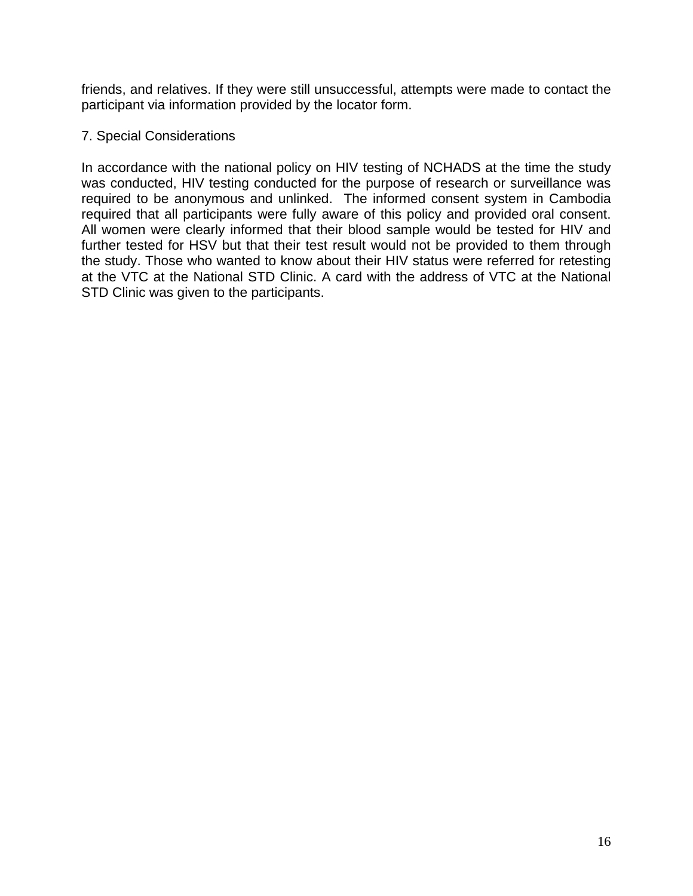friends, and relatives. If they were still unsuccessful, attempts were made to contact the participant via information provided by the locator form.

## 7. Special Considerations

In accordance with the national policy on HIV testing of NCHADS at the time the study was conducted, HIV testing conducted for the purpose of research or surveillance was required to be anonymous and unlinked. The informed consent system in Cambodia required that all participants were fully aware of this policy and provided oral consent. All women were clearly informed that their blood sample would be tested for HIV and further tested for HSV but that their test result would not be provided to them through the study. Those who wanted to know about their HIV status were referred for retesting at the VTC at the National STD Clinic. A card with the address of VTC at the National STD Clinic was given to the participants.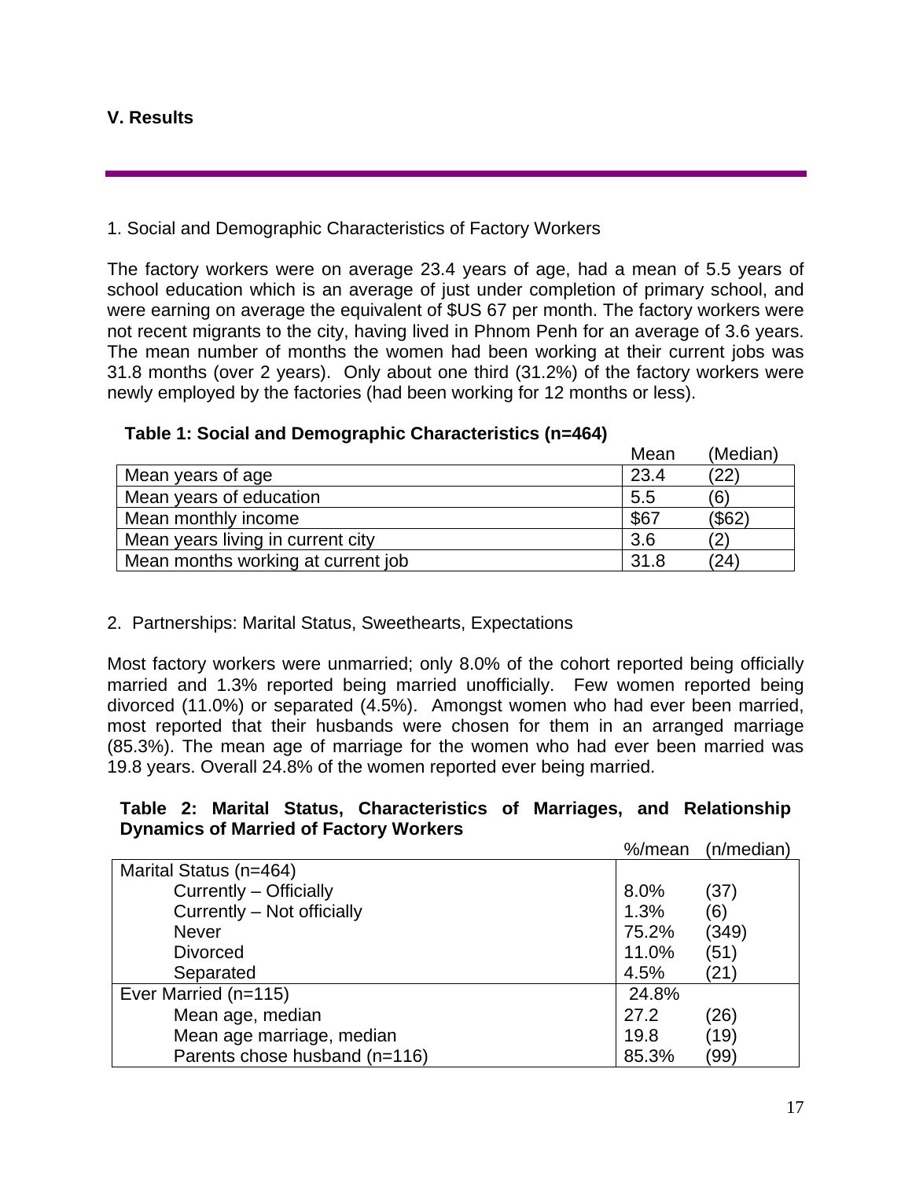## V. Results

### 1. Social and Demographic Characteristics of Factory Workers

The factory workers were on average 23.4 years of age, had a mean of 5.5 years of school education which is an average of just under completion of primary school, and were earning on average the equivalent of $US 67 per month. The factory workers were not recent migrants to the city, having lived in Phnom Penh for an average of 3.6 years. The mean number of months the women had been working at their current jobs was 31.8 months (over 2 years). Only about one third (31.2%) of the factory workers were newly employed by the factories (had been working for 12 months or less).

**Table 1: Social and Demographic Characteristics (n=464)**

| | Mean | (Median) |
|---|---|---|
| Mean years of age | 23.4 | (22) |
| Mean years of education | 5.5 | (6) |
| Mean monthly income | $67 | ($62) |
| Mean years living in current city | 3.6 | (2) |
| Mean months working at current job | 31.8 | (24) |

### 2. Partnerships: Marital Status, Sweethearts, Expectations

Most factory workers were unmarried; only 8.0% of the cohort reported being officially married and 1.3% reported being married unofficially. Few women reported being divorced (11.0%) or separated (4.5%). Amongst women who had ever been married, most reported that their husbands were chosen for them in an arranged marriage (85.3%). The mean age of marriage for the women who had ever been married was 19.8 years. Overall 24.8% of the women reported ever being married.

**Table 2: Marital Status, Characteristics of Marriages, and Relationship Dynamics of Married of Factory Workers**

| | %/mean | (n/median) |
|---|---|---|
| Marital Status (n=464) | | |
| Currently – Officially | 8.0% | (37) |
| Currently – Not officially | 1.3% | (6) |
| Never | 75.2% | (349) |
| Divorced | 11.0% | (51) |
| Separated | 4.5% | (21) |
| Ever Married (n=115) | 24.8% | |
| Mean age, median | 27.2 | (26) |
| Mean age marriage, median | 19.8 | (19) |
| Parents chose husband (n=116) | 85.3% | (99) |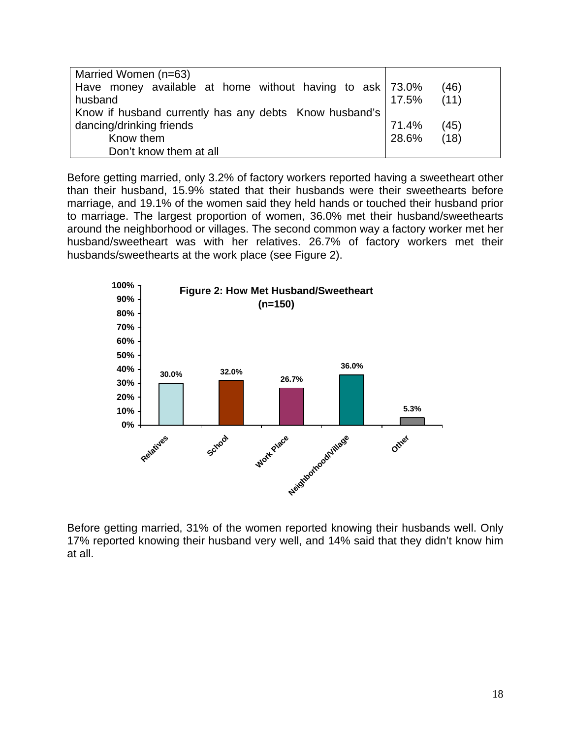| Married Women (n=63) | |
|---|---|
| Have money available at home without having to ask husband | 73.0% (46) |
| Know if husband currently has any debts | 17.5% (11) |
| Know husband's dancing/drinking friends | |
| Know them | 71.4% (45) |
| Don't know them at all | 28.6% (18) |

Before getting married, only 3.2% of factory workers reported having a sweetheart other than their husband, 15.9% stated that their husbands were their sweethearts before marriage, and 19.1% of the women said they held hands or touched their husband prior to marriage. The largest proportion of women, 36.0% met their husband/sweethearts around the neighborhood or villages. The second common way a factory worker met her husband/sweetheart was with her relatives. 26.7% of factory workers met their husbands/sweethearts at the work place (see Figure 2).

**Figure 2: How Met Husband/Sweetheart (n=150)**

| How Met | Percent |
|---|---|
| Relatives | 30.0% |
| School | 32.0% |
| Work Place | 26.7% |
| Neighborhood/Village | 36.0% |
| Other | 5.3% |

Before getting married, 31% of the women reported knowing their husbands well. Only 17% reported knowing their husband very well, and 14% said that they didn't know him at all.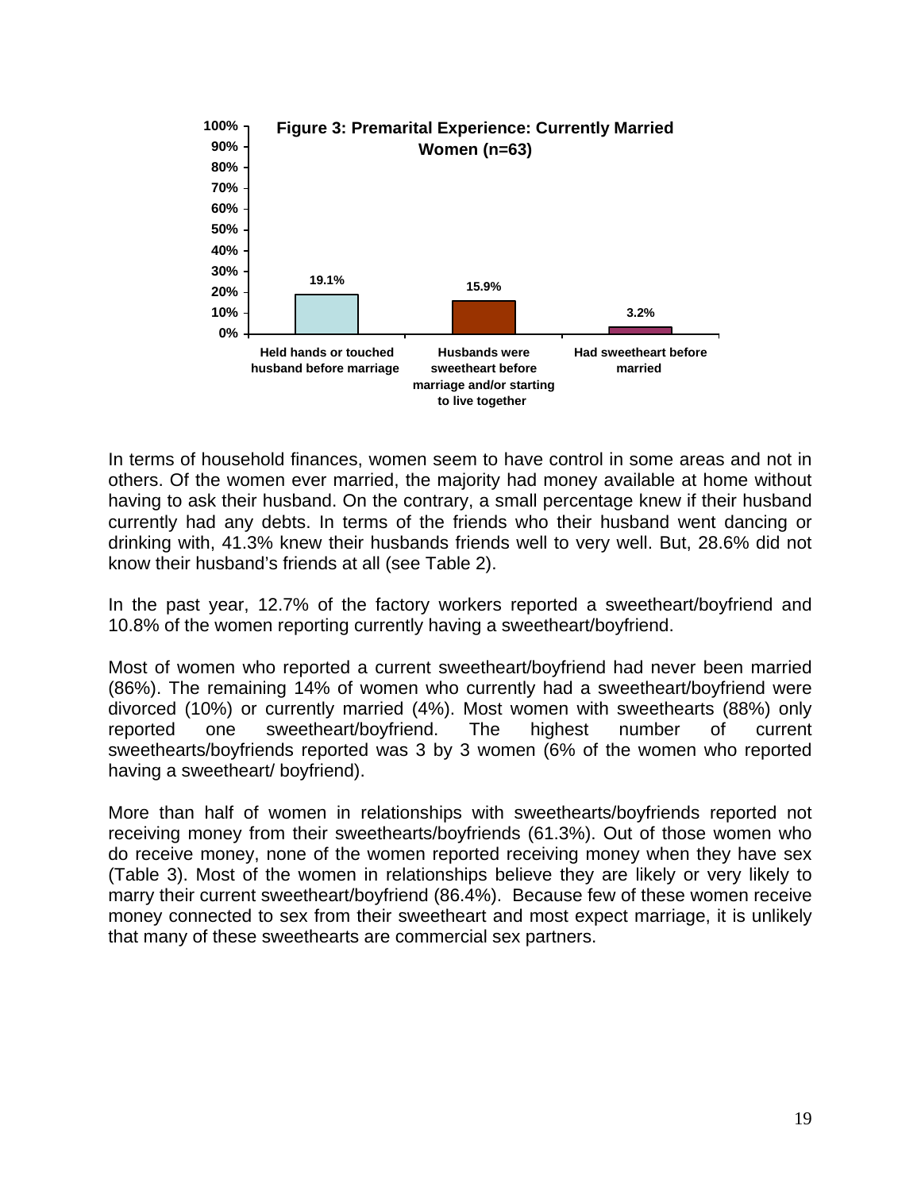**Figure 3: Premarital Experience: Currently Married Women (n=63)**

| Category | Percentage |
|---|---|
| Held hands or touched husband before marriage | 19.1% |
| Husbands were sweetheart before marriage and/or starting to live together | 15.9% |
| Had sweetheart before married | 3.2% |

In terms of household finances, women seem to have control in some areas and not in others. Of the women ever married, the majority had money available at home without having to ask their husband. On the contrary, a small percentage knew if their husband currently had any debts. In terms of the friends who their husband went dancing or drinking with, 41.3% knew their husbands friends well to very well. But, 28.6% did not know their husband's friends at all (see Table 2).

In the past year, 12.7% of the factory workers reported a sweetheart/boyfriend and 10.8% of the women reporting currently having a sweetheart/boyfriend.

Most of women who reported a current sweetheart/boyfriend had never been married (86%). The remaining 14% of women who currently had a sweetheart/boyfriend were divorced (10%) or currently married (4%). Most women with sweethearts (88%) only reported one sweetheart/boyfriend. The highest number of current sweethearts/boyfriends reported was 3 by 3 women (6% of the women who reported having a sweetheart/ boyfriend).

More than half of women in relationships with sweethearts/boyfriends reported not receiving money from their sweethearts/boyfriends (61.3%). Out of those women who do receive money, none of the women reported receiving money when they have sex (Table 3). Most of the women in relationships believe they are likely or very likely to marry their current sweetheart/boyfriend (86.4%). Because few of these women receive money connected to sex from their sweetheart and most expect marriage, it is unlikely that many of these sweethearts are commercial sex partners.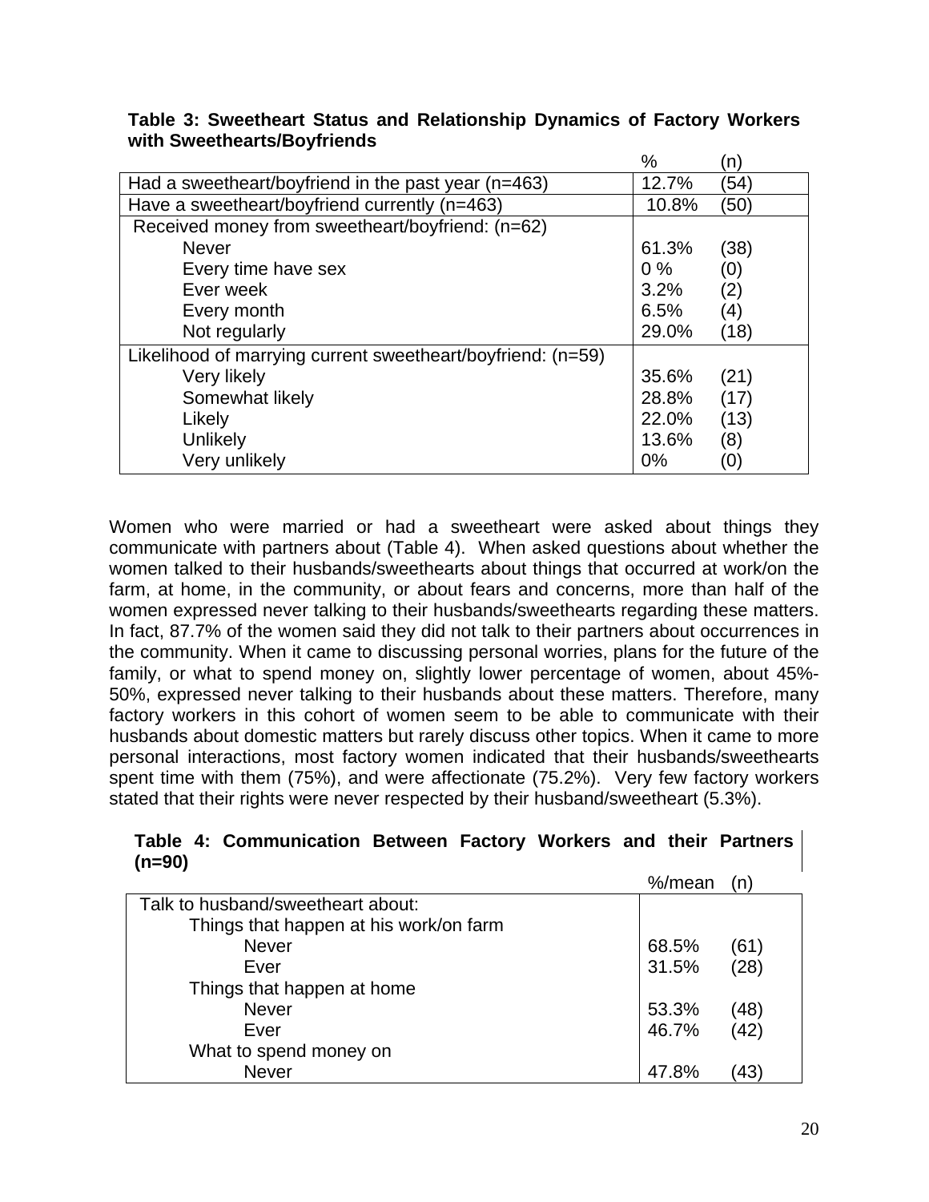**Table 3: Sweetheart Status and Relationship Dynamics of Factory Workers with Sweethearts/Boyfriends**

| | % | (n) |
|---|---|---|
| Had a sweetheart/boyfriend in the past year (n=463) | 12.7% | (54) |
| Have a sweetheart/boyfriend currently (n=463) | 10.8% | (50) |
| Received money from sweetheart/boyfriend: (n=62) | | |
| Never | 61.3% | (38) |
| Every time have sex | 0 % | (0) |
| Ever week | 3.2% | (2) |
| Every month | 6.5% | (4) |
| Not regularly | 29.0% | (18) |
| Likelihood of marrying current sweetheart/boyfriend: (n=59) | | |
| Very likely | 35.6% | (21) |
| Somewhat likely | 28.8% | (17) |
| Likely | 22.0% | (13) |
| Unlikely | 13.6% | (8) |
| Very unlikely | 0% | (0) |

Women who were married or had a sweetheart were asked about things they communicate with partners about (Table 4). When asked questions about whether the women talked to their husbands/sweethearts about things that occurred at work/on the farm, at home, in the community, or about fears and concerns, more than half of the women expressed never talking to their husbands/sweethearts regarding these matters. In fact, 87.7% of the women said they did not talk to their partners about occurrences in the community. When it came to discussing personal worries, plans for the future of the family, or what to spend money on, slightly lower percentage of women, about 45%-50%, expressed never talking to their husbands about these matters. Therefore, many factory workers in this cohort of women seem to be able to communicate with their husbands about domestic matters but rarely discuss other topics. When it came to more personal interactions, most factory women indicated that their husbands/sweethearts spent time with them (75%), and were affectionate (75.2%). Very few factory workers stated that their rights were never respected by their husband/sweetheart (5.3%).

**Table 4: Communication Between Factory Workers and their Partners (n=90)**

| | %/mean | (n) |
|---|---|---|
| Talk to husband/sweetheart about: | | |
| Things that happen at his work/on farm | | |
| Never | 68.5% | (61) |
| Ever | 31.5% | (28) |
| Things that happen at home | | |
| Never | 53.3% | (48) |
| Ever | 46.7% | (42) |
| What to spend money on | | |
| Never | 47.8% | (43) |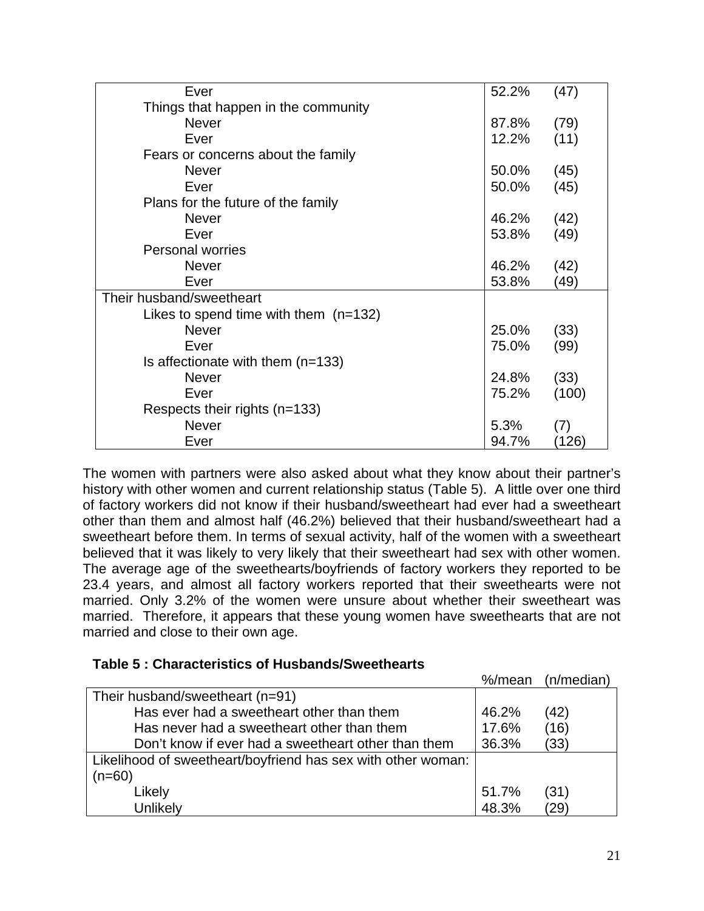| | | |
|---|---|---|
| Ever | 52.2% | (47) |
| Things that happen in the community | | |
| Never | 87.8% | (79) |
| Ever | 12.2% | (11) |
| Fears or concerns about the family | | |
| Never | 50.0% | (45) |
| Ever | 50.0% | (45) |
| Plans for the future of the family | | |
| Never | 46.2% | (42) |
| Ever | 53.8% | (49) |
| Personal worries | | |
| Never | 46.2% | (42) |
| Ever | 53.8% | (49) |
| Their husband/sweetheart | | |
| Likes to spend time with them (n=132) | | |
| Never | 25.0% | (33) |
| Ever | 75.0% | (99) |
| Is affectionate with them (n=133) | | |
| Never | 24.8% | (33) |
| Ever | 75.2% | (100) |
| Respects their rights (n=133) | | |
| Never | 5.3% | (7) |
| Ever | 94.7% | (126) |

The women with partners were also asked about what they know about their partner's history with other women and current relationship status (Table 5). A little over one third of factory workers did not know if their husband/sweetheart had ever had a sweetheart other than them and almost half (46.2%) believed that their husband/sweetheart had a sweetheart before them. In terms of sexual activity, half of the women with a sweetheart believed that it was likely to very likely that their sweetheart had sex with other women. The average age of the sweethearts/boyfriends of factory workers they reported to be 23.4 years, and almost all factory workers reported that their sweethearts were not married. Only 3.2% of the women were unsure about whether their sweetheart was married. Therefore, it appears that these young women have sweethearts that are not married and close to their own age.

**Table 5 : Characteristics of Husbands/Sweethearts**

| | %/mean | (n/median) |
|---|---|---|
| Their husband/sweetheart (n=91) | | |
| Has ever had a sweetheart other than them | 46.2% | (42) |
| Has never had a sweetheart other than them | 17.6% | (16) |
| Don't know if ever had a sweetheart other than them | 36.3% | (33) |
| Likelihood of sweetheart/boyfriend has sex with other woman: (n=60) | | |
| Likely | 51.7% | (31) |
| Unlikely | 48.3% | (29) |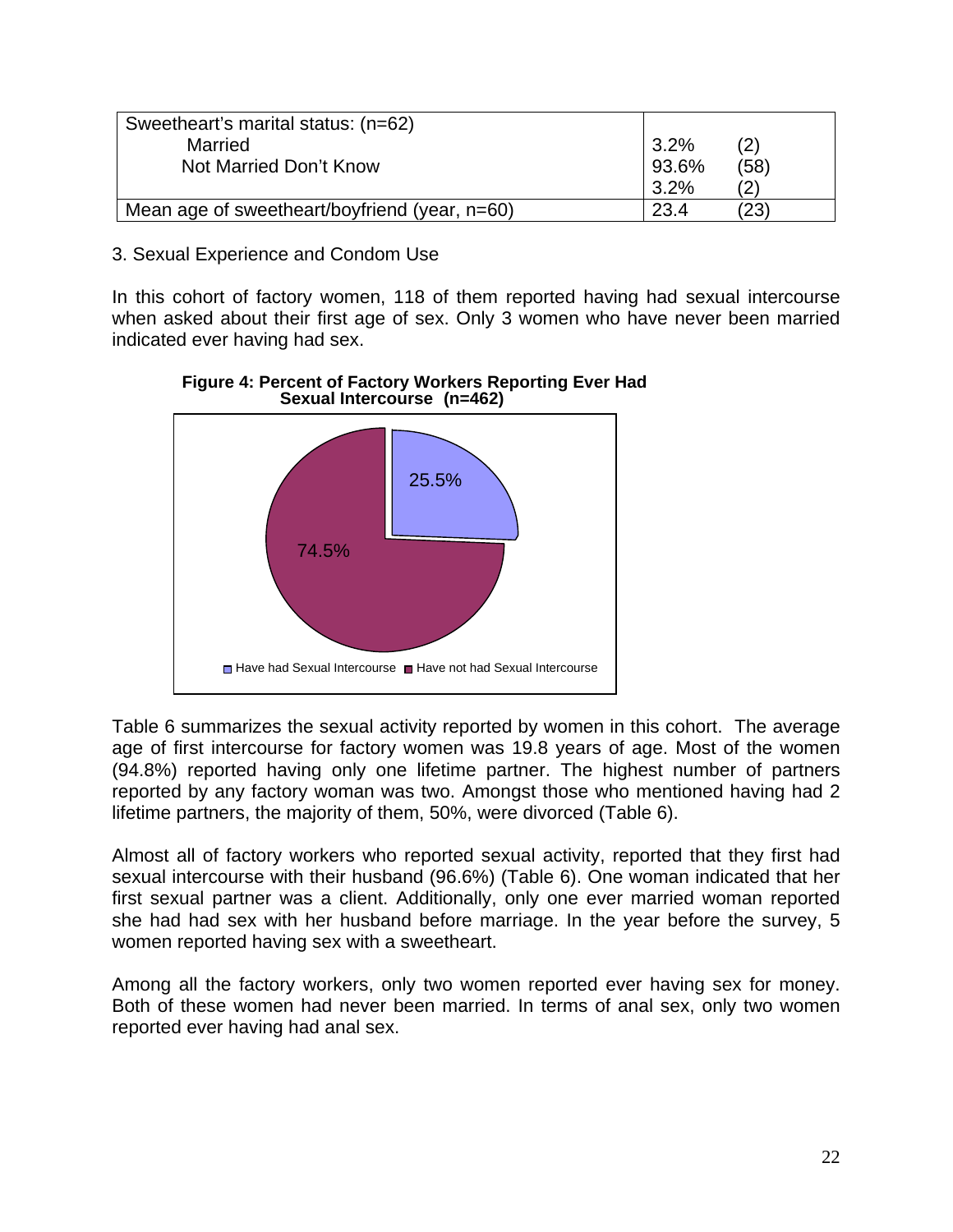| Sweetheart's marital status: (n=62) | | |
|---|---|---|
| Married | 3.2% | (2) |
| Not Married | 93.6% | (58) |
| Don't Know | 3.2% | (2) |
| Mean age of sweetheart/boyfriend (year, n=60) | 23.4 | (23) |

3. Sexual Experience and Condom Use

In this cohort of factory women, 118 of them reported having had sexual intercourse when asked about their first age of sex. Only 3 women who have never been married indicated ever having had sex.

**Figure 4: Percent of Factory Workers Reporting Ever Had Sexual Intercourse (n=462)**

| | Percent |
|---|---|
| Have had Sexual Intercourse | 25.5% |
| Have not had Sexual Intercourse | 74.5% |

Table 6 summarizes the sexual activity reported by women in this cohort. The average age of first intercourse for factory women was 19.8 years of age. Most of the women (94.8%) reported having only one lifetime partner. The highest number of partners reported by any factory woman was two. Amongst those who mentioned having had 2 lifetime partners, the majority of them, 50%, were divorced (Table 6).

Almost all of factory workers who reported sexual activity, reported that they first had sexual intercourse with their husband (96.6%) (Table 6). One woman indicated that her first sexual partner was a client. Additionally, only one ever married woman reported she had had sex with her husband before marriage. In the year before the survey, 5 women reported having sex with a sweetheart.

Among all the factory workers, only two women reported ever having sex for money. Both of these women had never been married. In terms of anal sex, only two women reported ever having had anal sex.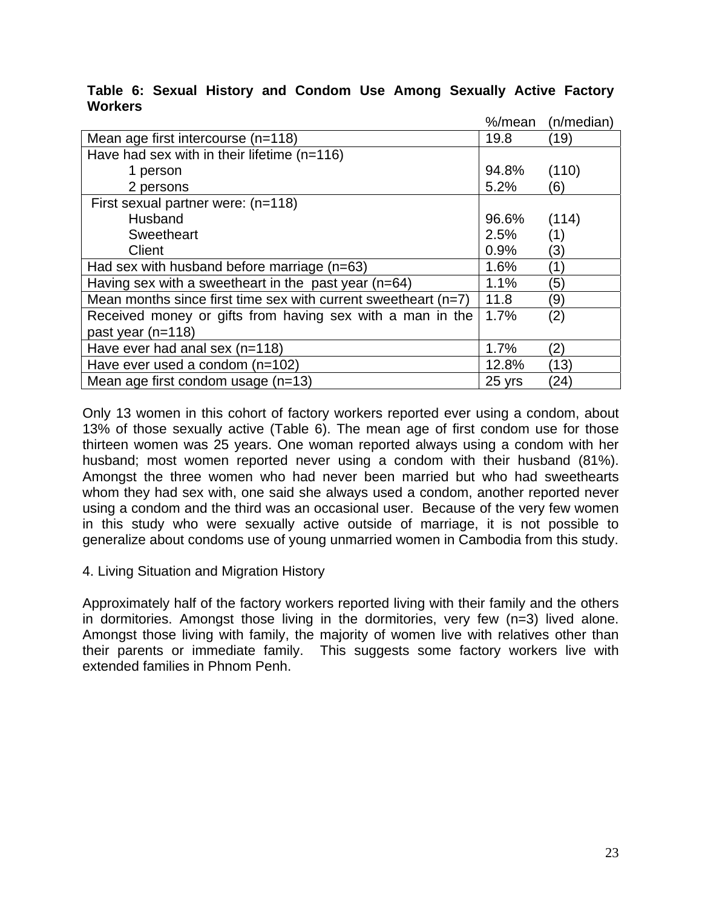**Table 6: Sexual History and Condom Use Among Sexually Active Factory Workers**

| | %/mean | (n/median) |
|---|---|---|
| Mean age first intercourse (n=118) | 19.8 | (19) |
| Have had sex with in their lifetime (n=116) | | |
| 1 person | 94.8% | (110) |
| 2 persons | 5.2% | (6) |
| First sexual partner were: (n=118) | | |
| Husband | 96.6% | (114) |
| Sweetheart | 2.5% | (1) |
| Client | 0.9% | (3) |
| Had sex with husband before marriage (n=63) | 1.6% | (1) |
| Having sex with a sweetheart in the past year (n=64) | 1.1% | (5) |
| Mean months since first time sex with current sweetheart (n=7) | 11.8 | (9) |
| Received money or gifts from having sex with a man in the past year (n=118) | 1.7% | (2) |
| Have ever had anal sex (n=118) | 1.7% | (2) |
| Have ever used a condom (n=102) | 12.8% | (13) |
| Mean age first condom usage (n=13) | 25 yrs | (24) |

Only 13 women in this cohort of factory workers reported ever using a condom, about 13% of those sexually active (Table 6). The mean age of first condom use for those thirteen women was 25 years. One woman reported always using a condom with her husband; most women reported never using a condom with their husband (81%). Amongst the three women who had never been married but who had sweethearts whom they had sex with, one said she always used a condom, another reported never using a condom and the third was an occasional user. Because of the very few women in this study who were sexually active outside of marriage, it is not possible to generalize about condoms use of young unmarried women in Cambodia from this study.

4. Living Situation and Migration History

Approximately half of the factory workers reported living with their family and the others in dormitories. Amongst those living in the dormitories, very few (n=3) lived alone. Amongst those living with family, the majority of women live with relatives other than their parents or immediate family. This suggests some factory workers live with extended families in Phnom Penh.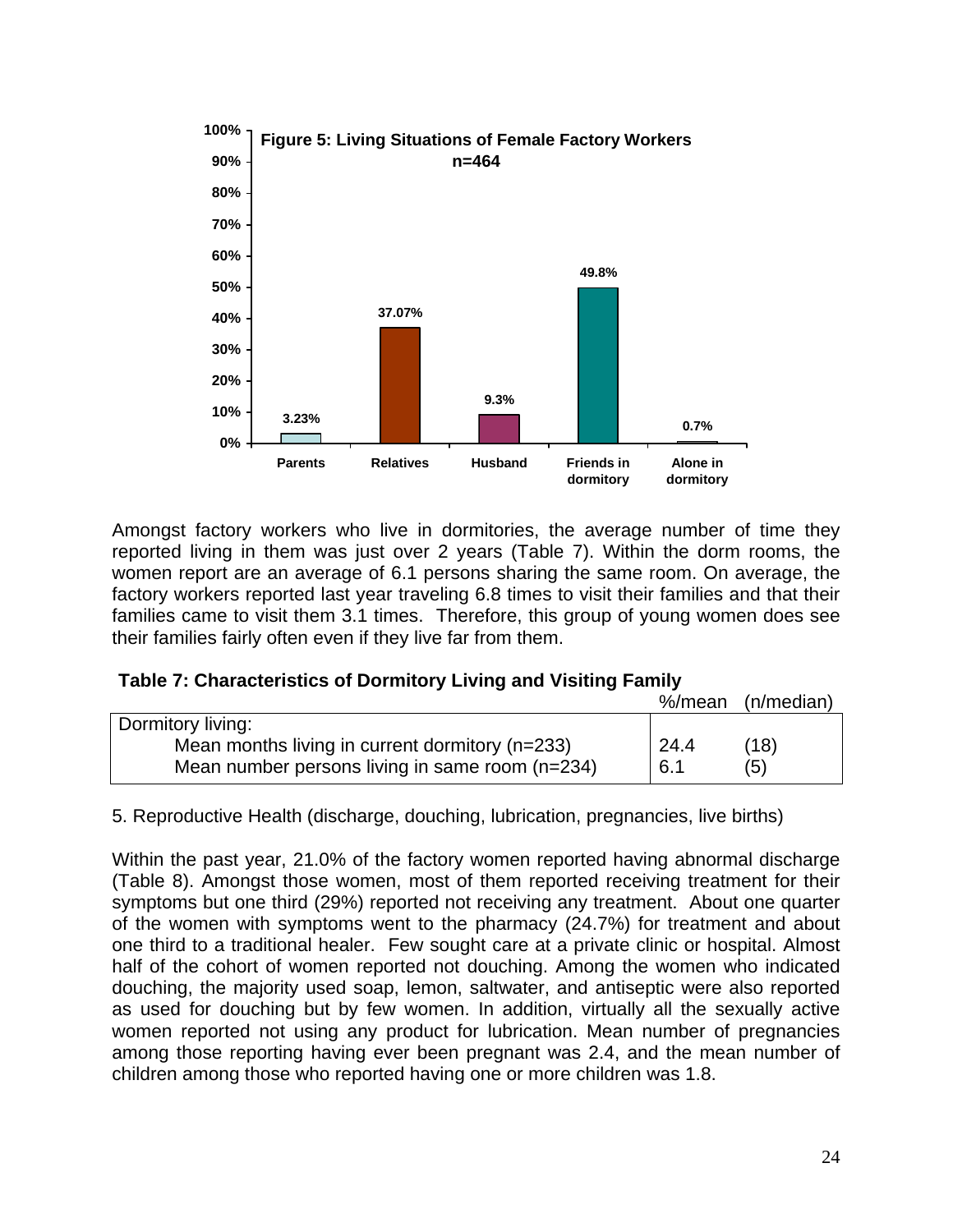**Figure 5: Living Situations of Female Factory Workers n=464**

| Living situation | Percent |
|---|---|
| Parents | 3.23% |
| Relatives | 37.07% |
| Husband | 9.3% |
| Friends in dormitory | 49.8% |
| Alone in dormitory | 0.7% |

Amongst factory workers who live in dormitories, the average number of time they reported living in them was just over 2 years (Table 7). Within the dorm rooms, the women report are an average of 6.1 persons sharing the same room. On average, the factory workers reported last year traveling 6.8 times to visit their families and that their families came to visit them 3.1 times. Therefore, this group of young women does see their families fairly often even if they live far from them.

**Table 7: Characteristics of Dormitory Living and Visiting Family**

| | %/mean | (n/median) |
|---|---|---|
| Dormitory living: | | |
| Mean months living in current dormitory (n=233) | 24.4 | (18) |
| Mean number persons living in same room (n=234) | 6.1 | (5) |

5. Reproductive Health (discharge, douching, lubrication, pregnancies, live births)

Within the past year, 21.0% of the factory women reported having abnormal discharge (Table 8). Amongst those women, most of them reported receiving treatment for their symptoms but one third (29%) reported not receiving any treatment. About one quarter of the women with symptoms went to the pharmacy (24.7%) for treatment and about one third to a traditional healer. Few sought care at a private clinic or hospital. Almost half of the cohort of women reported not douching. Among the women who indicated douching, the majority used soap, lemon, saltwater, and antiseptic were also reported as used for douching but by few women. In addition, virtually all the sexually active women reported not using any product for lubrication. Mean number of pregnancies among those reporting having ever been pregnant was 2.4, and the mean number of children among those who reported having one or more children was 1.8.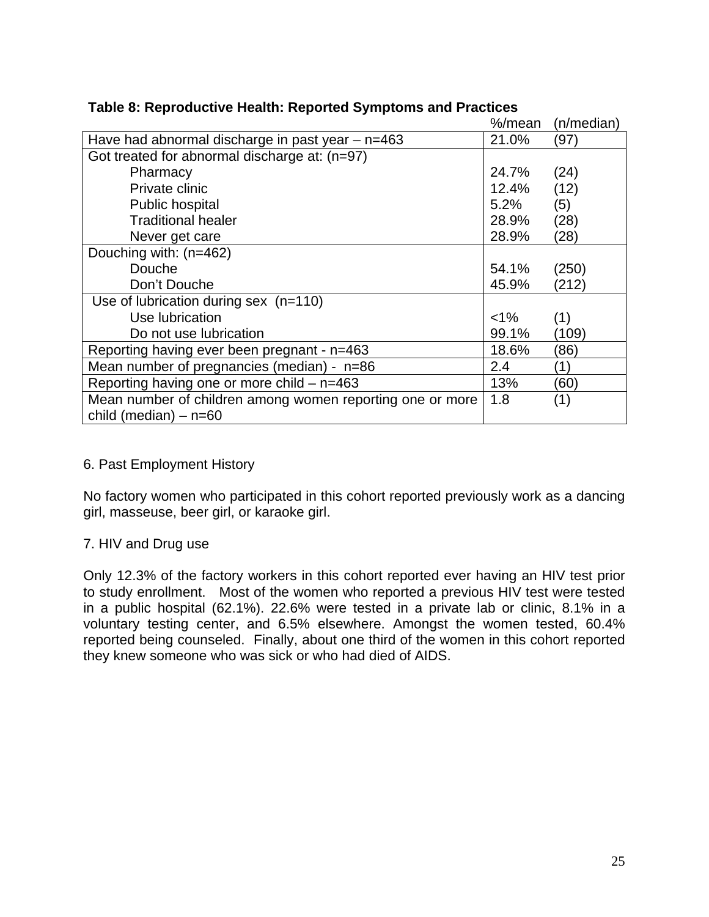**Table 8: Reproductive Health: Reported Symptoms and Practices**

| | %/mean | (n/median) |
|---|---|---|
| Have had abnormal discharge in past year – n=463 | 21.0% | (97) |
| Got treated for abnormal discharge at: (n=97) | | |
| Pharmacy | 24.7% | (24) |
| Private clinic | 12.4% | (12) |
| Public hospital | 5.2% | (5) |
| Traditional healer | 28.9% | (28) |
| Never get care | 28.9% | (28) |
| Douching with: (n=462) | | |
| Douche | 54.1% | (250) |
| Don't Douche | 45.9% | (212) |
| Use of lubrication during sex (n=110) | | |
| Use lubrication | <1% | (1) |
| Do not use lubrication | 99.1% | (109) |
| Reporting having ever been pregnant - n=463 | 18.6% | (86) |
| Mean number of pregnancies (median) - n=86 | 2.4 | (1) |
| Reporting having one or more child – n=463 | 13% | (60) |
| Mean number of children among women reporting one or more child (median) – n=60 | 1.8 | (1) |

6. Past Employment History

No factory women who participated in this cohort reported previously work as a dancing girl, masseuse, beer girl, or karaoke girl.

7. HIV and Drug use

Only 12.3% of the factory workers in this cohort reported ever having an HIV test prior to study enrollment. Most of the women who reported a previous HIV test were tested in a public hospital (62.1%). 22.6% were tested in a private lab or clinic, 8.1% in a voluntary testing center, and 6.5% elsewhere. Amongst the women tested, 60.4% reported being counseled. Finally, about one third of the women in this cohort reported they knew someone who was sick or who had died of AIDS.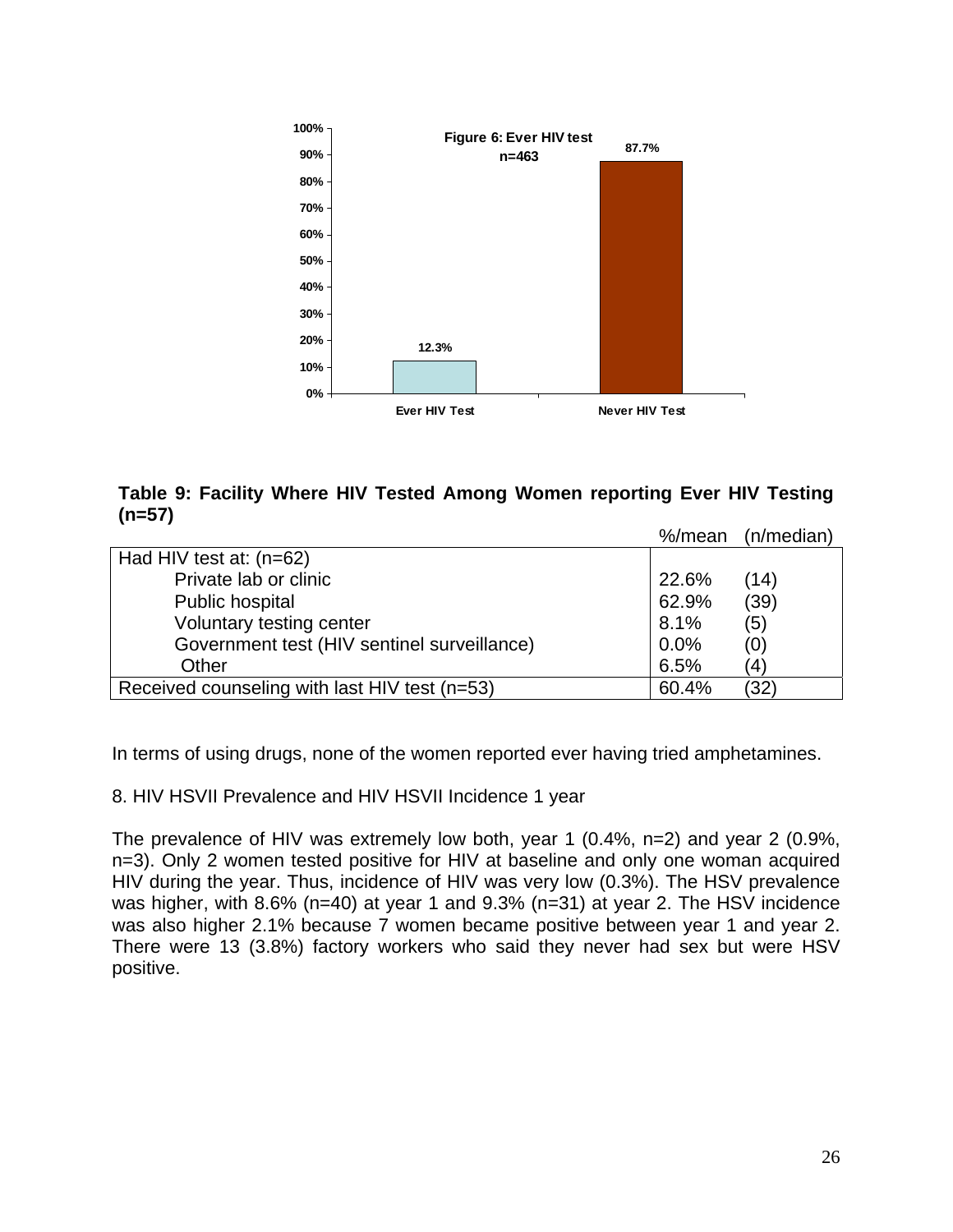**Figure 6: Ever HIV test**
**n=463**

| | Ever HIV Test | Never HIV Test |
|---|---|---|
| % | 12.3% | 87.7% |

**Table 9: Facility Where HIV Tested Among Women reporting Ever HIV Testing (n=57)**

| | %/mean | (n/median) |
|---|---|---|
| Had HIV test at: (n=62) | | |
| Private lab or clinic | 22.6% | (14) |
| Public hospital | 62.9% | (39) |
| Voluntary testing center | 8.1% | (5) |
| Government test (HIV sentinel surveillance) | 0.0% | (0) |
| Other | 6.5% | (4) |
| Received counseling with last HIV test (n=53) | 60.4% | (32) |

In terms of using drugs, none of the women reported ever having tried amphetamines.

8. HIV HSVII Prevalence and HIV HSVII Incidence 1 year

The prevalence of HIV was extremely low both, year 1 (0.4%, n=2) and year 2 (0.9%, n=3). Only 2 women tested positive for HIV at baseline and only one woman acquired HIV during the year. Thus, incidence of HIV was very low (0.3%). The HSV prevalence was higher, with 8.6% (n=40) at year 1 and 9.3% (n=31) at year 2. The HSV incidence was also higher 2.1% because 7 women became positive between year 1 and year 2. There were 13 (3.8%) factory workers who said they never had sex but were HSV positive.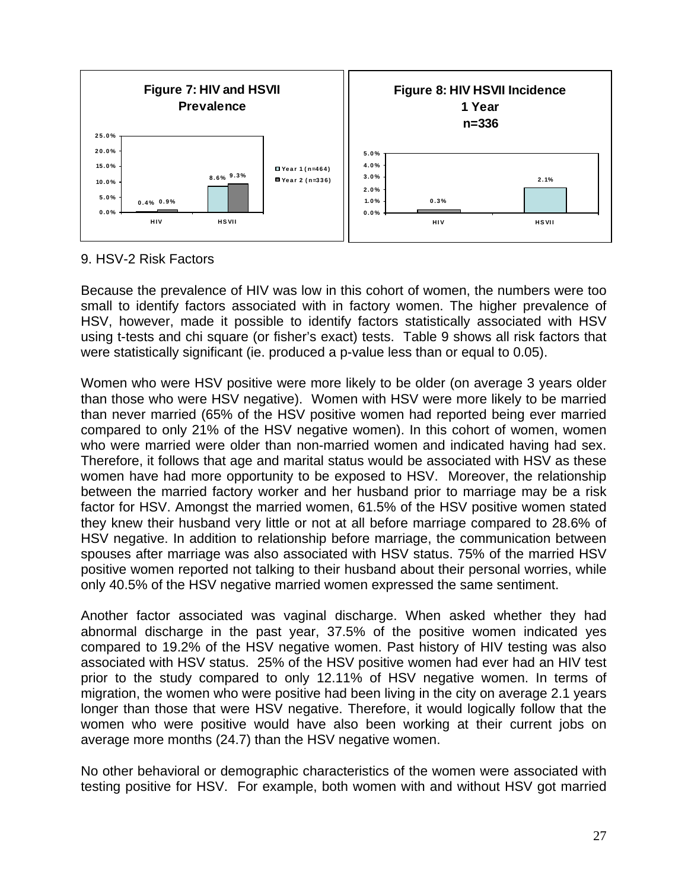**Figure 7: HIV and HSVII Prevalence**

| | Year 1 (n=464) | Year 2 (n=336) |
|---|---|---|
| HIV | 0.4% | 0.9% |
| HSVII | 8.6% | 9.3% |

**Figure 8: HIV HSVII Incidence 1 Year n=336**

| | Incidence |
|---|---|
| HIV | 0.3% |
| HSVII | 2.1% |

9. HSV-2 Risk Factors

Because the prevalence of HIV was low in this cohort of women, the numbers were too small to identify factors associated with in factory women. The higher prevalence of HSV, however, made it possible to identify factors statistically associated with HSV using t-tests and chi square (or fisher's exact) tests. Table 9 shows all risk factors that were statistically significant (ie. produced a p-value less than or equal to 0.05).

Women who were HSV positive were more likely to be older (on average 3 years older than those who were HSV negative). Women with HSV were more likely to be married than never married (65% of the HSV positive women had reported being ever married compared to only 21% of the HSV negative women). In this cohort of women, women who were married were older than non-married women and indicated having had sex. Therefore, it follows that age and marital status would be associated with HSV as these women have had more opportunity to be exposed to HSV. Moreover, the relationship between the married factory worker and her husband prior to marriage may be a risk factor for HSV. Amongst the married women, 61.5% of the HSV positive women stated they knew their husband very little or not at all before marriage compared to 28.6% of HSV negative. In addition to relationship before marriage, the communication between spouses after marriage was also associated with HSV status. 75% of the married HSV positive women reported not talking to their husband about their personal worries, while only 40.5% of the HSV negative married women expressed the same sentiment.

Another factor associated was vaginal discharge. When asked whether they had abnormal discharge in the past year, 37.5% of the positive women indicated yes compared to 19.2% of the HSV negative women. Past history of HIV testing was also associated with HSV status. 25% of the HSV positive women had ever had an HIV test prior to the study compared to only 12.11% of HSV negative women. In terms of migration, the women who were positive had been living in the city on average 2.1 years longer than those that were HSV negative. Therefore, it would logically follow that the women who were positive would have also been working at their current jobs on average more months (24.7) than the HSV negative women.

No other behavioral or demographic characteristics of the women were associated with testing positive for HSV. For example, both women with and without HSV got married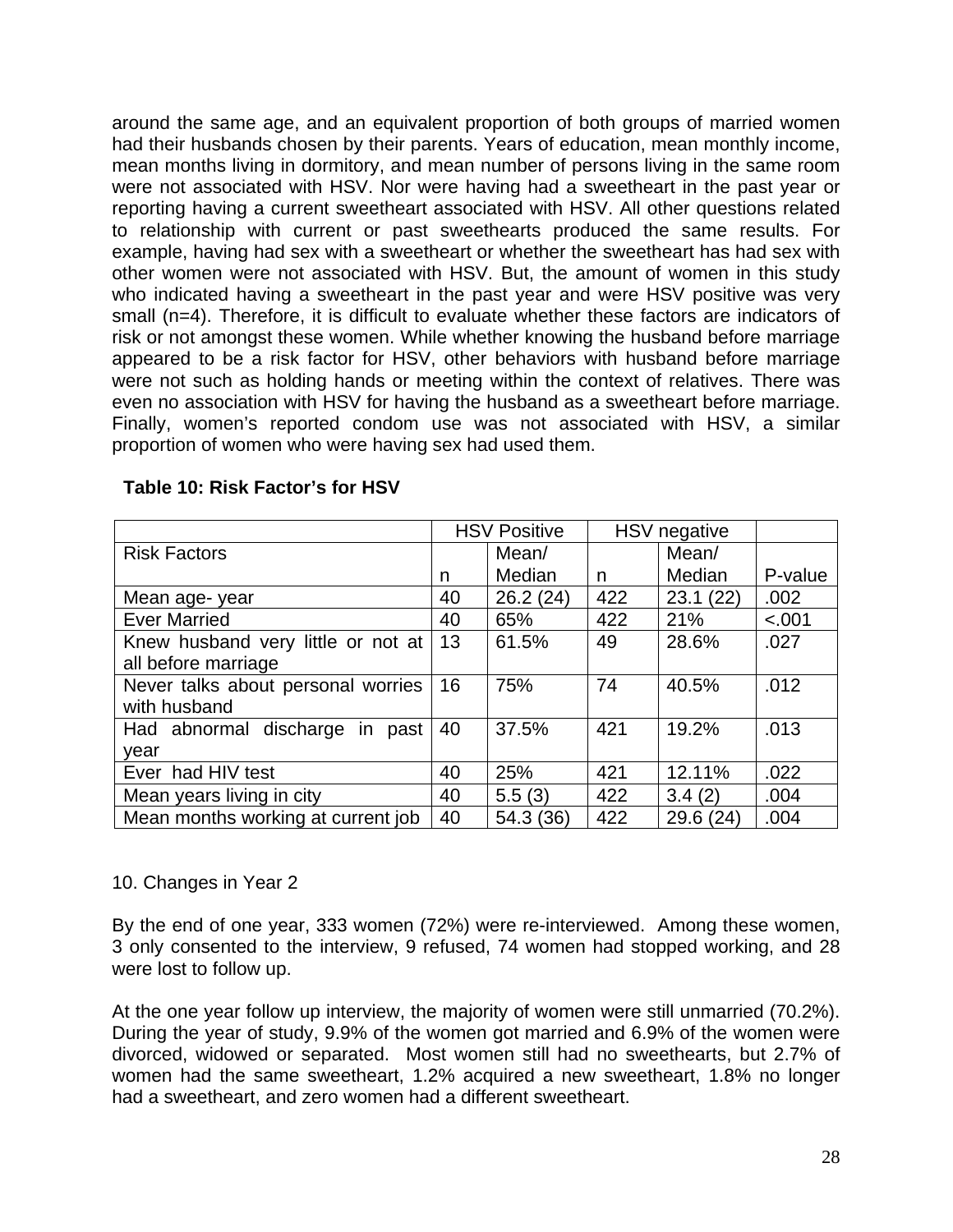around the same age, and an equivalent proportion of both groups of married women had their husbands chosen by their parents. Years of education, mean monthly income, mean months living in dormitory, and mean number of persons living in the same room were not associated with HSV. Nor were having had a sweetheart in the past year or reporting having a current sweetheart associated with HSV. All other questions related to relationship with current or past sweethearts produced the same results. For example, having had sex with a sweetheart or whether the sweetheart has had sex with other women were not associated with HSV. But, the amount of women in this study who indicated having a sweetheart in the past year and were HSV positive was very small (n=4). Therefore, it is difficult to evaluate whether these factors are indicators of risk or not amongst these women. While whether knowing the husband before marriage appeared to be a risk factor for HSV, other behaviors with husband before marriage were not such as holding hands or meeting within the context of relatives. There was even no association with HSV for having the husband as a sweetheart before marriage. Finally, women's reported condom use was not associated with HSV, a similar proportion of women who were having sex had used them.

**Table 10: Risk Factor's for HSV**

| | HSV Positive | | HSV negative | | |
|---|---|---|---|---|---|
| Risk Factors | n | Mean/ Median | n | Mean/ Median | P-value |
| Mean age- year | 40 | 26.2 (24) | 422 | 23.1 (22) | .002 |
| Ever Married | 40 | 65% | 422 | 21% | <.001 |
| Knew husband very little or not at all before marriage | 13 | 61.5% | 49 | 28.6% | .027 |
| Never talks about personal worries with husband | 16 | 75% | 74 | 40.5% | .012 |
| Had abnormal discharge in past year | 40 | 37.5% | 421 | 19.2% | .013 |
| Ever had HIV test | 40 | 25% | 421 | 12.11% | .022 |
| Mean years living in city | 40 | 5.5 (3) | 422 | 3.4 (2) | .004 |
| Mean months working at current job | 40 | 54.3 (36) | 422 | 29.6 (24) | .004 |

10. Changes in Year 2

By the end of one year, 333 women (72%) were re-interviewed. Among these women, 3 only consented to the interview, 9 refused, 74 women had stopped working, and 28 were lost to follow up.

At the one year follow up interview, the majority of women were still unmarried (70.2%). During the year of study, 9.9% of the women got married and 6.9% of the women were divorced, widowed or separated. Most women still had no sweethearts, but 2.7% of women had the same sweetheart, 1.2% acquired a new sweetheart, 1.8% no longer had a sweetheart, and zero women had a different sweetheart.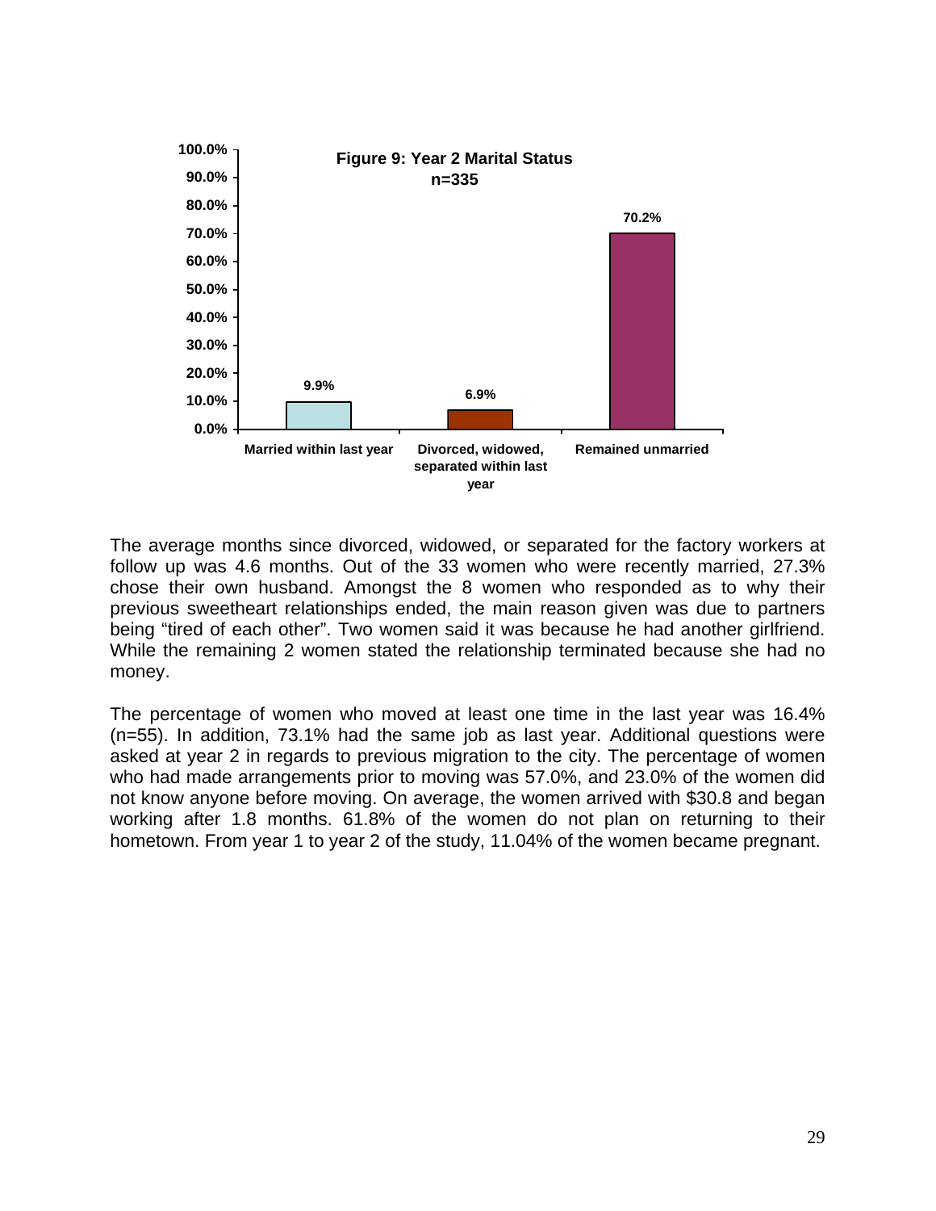**Figure 9: Year 2 Marital Status**
**n=335**

| Marital Status | Percentage |
| --- | --- |
| Married within last year | 9.9% |
| Divorced, widowed, separated within last year | 6.9% |
| Remained unmarried | 70.2% |

The average months since divorced, widowed, or separated for the factory workers at follow up was 4.6 months. Out of the 33 women who were recently married, 27.3% chose their own husband. Amongst the 8 women who responded as to why their previous sweetheart relationships ended, the main reason given was due to partners being "tired of each other". Two women said it was because he had another girlfriend. While the remaining 2 women stated the relationship terminated because she had no money.

The percentage of women who moved at least one time in the last year was 16.4% (n=55). In addition, 73.1% had the same job as last year. Additional questions were asked at year 2 in regards to previous migration to the city. The percentage of women who had made arrangements prior to moving was 57.0%, and 23.0% of the women did not know anyone before moving. On average, the women arrived with $30.8 and began working after 1.8 months. 61.8% of the women do not plan on returning to their hometown. From year 1 to year 2 of the study, 11.04% of the women became pregnant.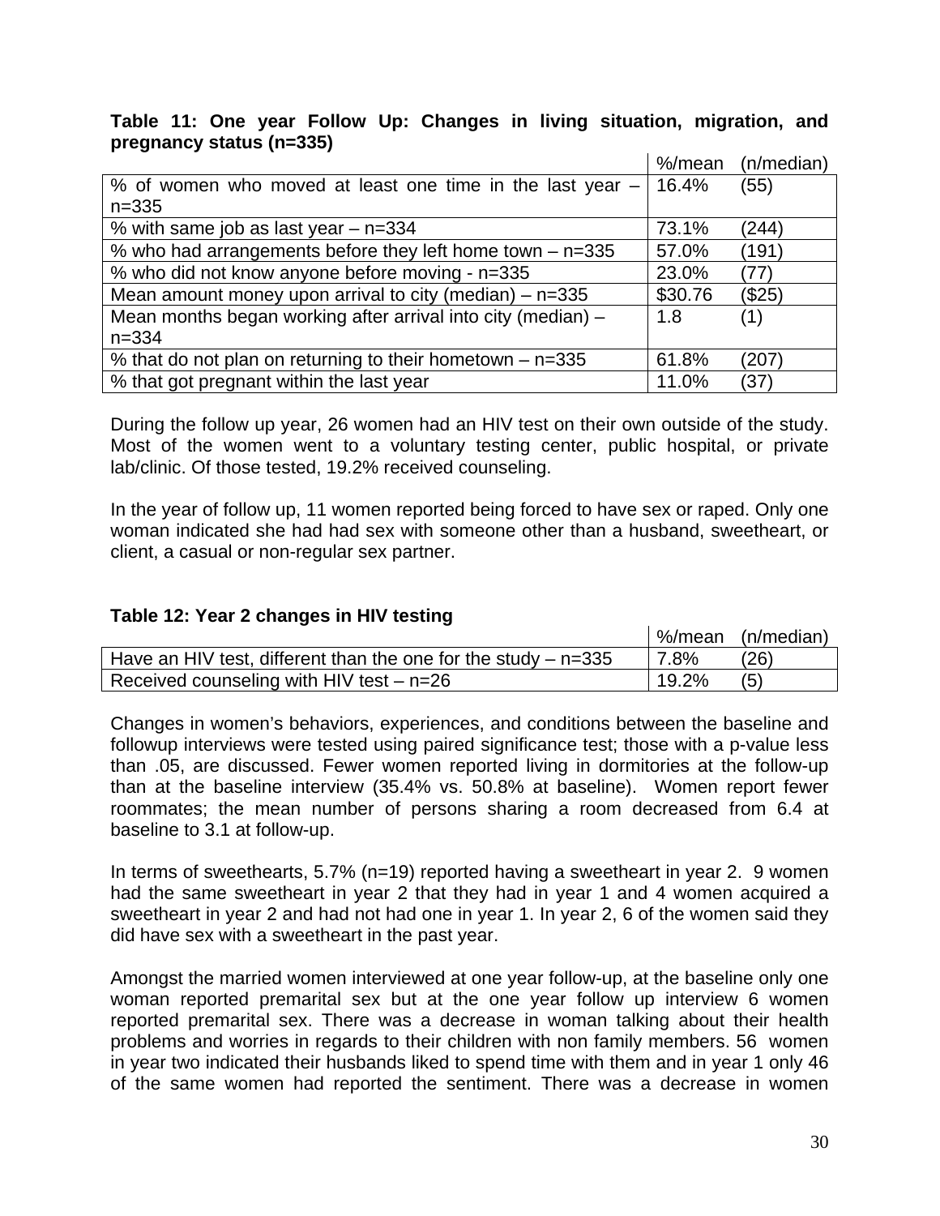**Table 11: One year Follow Up: Changes in living situation, migration, and pregnancy status (n=335)**

| | %/mean | (n/median) |
|---|---|---|
| % of women who moved at least one time in the last year – n=335 | 16.4% | (55) |
| % with same job as last year – n=334 | 73.1% | (244) |
| % who had arrangements before they left home town – n=335 | 57.0% | (191) |
| % who did not know anyone before moving - n=335 | 23.0% | (77) |
| Mean amount money upon arrival to city (median) – n=335 | $30.76 | ($25) |
| Mean months began working after arrival into city (median) – n=334 | 1.8 | (1) |
| % that do not plan on returning to their hometown – n=335 | 61.8% | (207) |
| % that got pregnant within the last year | 11.0% | (37) |

During the follow up year, 26 women had an HIV test on their own outside of the study. Most of the women went to a voluntary testing center, public hospital, or private lab/clinic. Of those tested, 19.2% received counseling.

In the year of follow up, 11 women reported being forced to have sex or raped. Only one woman indicated she had had sex with someone other than a husband, sweetheart, or client, a casual or non-regular sex partner.

**Table 12: Year 2 changes in HIV testing**

| | %/mean | (n/median) |
|---|---|---|
| Have an HIV test, different than the one for the study – n=335 | 7.8% | (26) |
| Received counseling with HIV test – n=26 | 19.2% | (5) |

Changes in women's behaviors, experiences, and conditions between the baseline and followup interviews were tested using paired significance test; those with a p-value less than .05, are discussed. Fewer women reported living in dormitories at the follow-up than at the baseline interview (35.4% vs. 50.8% at baseline). Women report fewer roommates; the mean number of persons sharing a room decreased from 6.4 at baseline to 3.1 at follow-up.

In terms of sweethearts, 5.7% (n=19) reported having a sweetheart in year 2. 9 women had the same sweetheart in year 2 that they had in year 1 and 4 women acquired a sweetheart in year 2 and had not had one in year 1. In year 2, 6 of the women said they did have sex with a sweetheart in the past year.

Amongst the married women interviewed at one year follow-up, at the baseline only one woman reported premarital sex but at the one year follow up interview 6 women reported premarital sex. There was a decrease in woman talking about their health problems and worries in regards to their children with non family members. 56 women in year two indicated their husbands liked to spend time with them and in year 1 only 46 of the same women had reported the sentiment. There was a decrease in women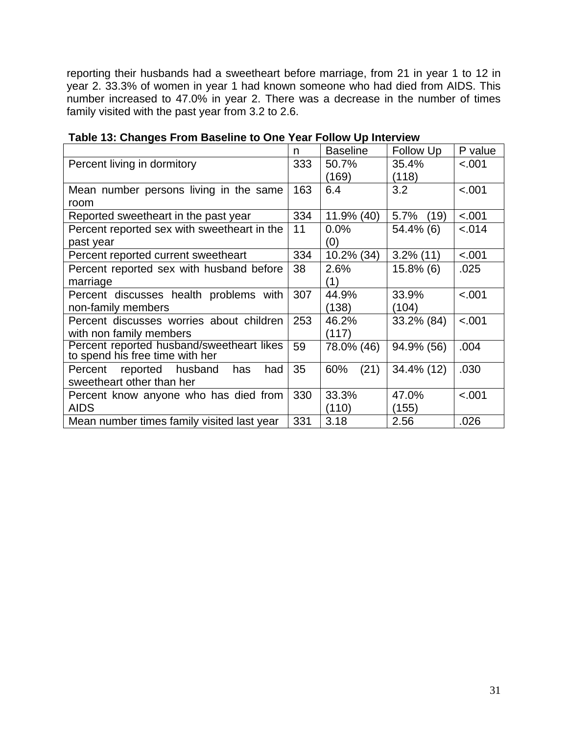reporting their husbands had a sweetheart before marriage, from 21 in year 1 to 12 in year 2. 33.3% of women in year 1 had known someone who had died from AIDS. This number increased to 47.0% in year 2. There was a decrease in the number of times family visited with the past year from 3.2 to 2.6.

**Table 13: Changes From Baseline to One Year Follow Up Interview**

| | n | Baseline | Follow Up | P value |
|---|---|---|---|---|
| Percent living in dormitory | 333 | 50.7% (169) | 35.4% (118) | <.001 |
| Mean number persons living in the same room | 163 | 6.4 | 3.2 | <.001 |
| Reported sweetheart in the past year | 334 | 11.9% (40) | 5.7% (19) | <.001 |
| Percent reported sex with sweetheart in the past year | 11 | 0.0% (0) | 54.4% (6) | <.014 |
| Percent reported current sweetheart | 334 | 10.2% (34) | 3.2% (11) | <.001 |
| Percent reported sex with husband before marriage | 38 | 2.6% (1) | 15.8% (6) | .025 |
| Percent discusses health problems with non-family members | 307 | 44.9% (138) | 33.9% (104) | <.001 |
| Percent discusses worries about children with non family members | 253 | 46.2% (117) | 33.2% (84) | <.001 |
| Percent reported husband/sweetheart likes to spend his free time with her | 59 | 78.0% (46) | 94.9% (56) | .004 |
| Percent reported husband has had sweetheart other than her | 35 | 60% (21) | 34.4% (12) | .030 |
| Percent know anyone who has died from AIDS | 330 | 33.3% (110) | 47.0% (155) | <.001 |
| Mean number times family visited last year | 331 | 3.18 | 2.56 | .026 |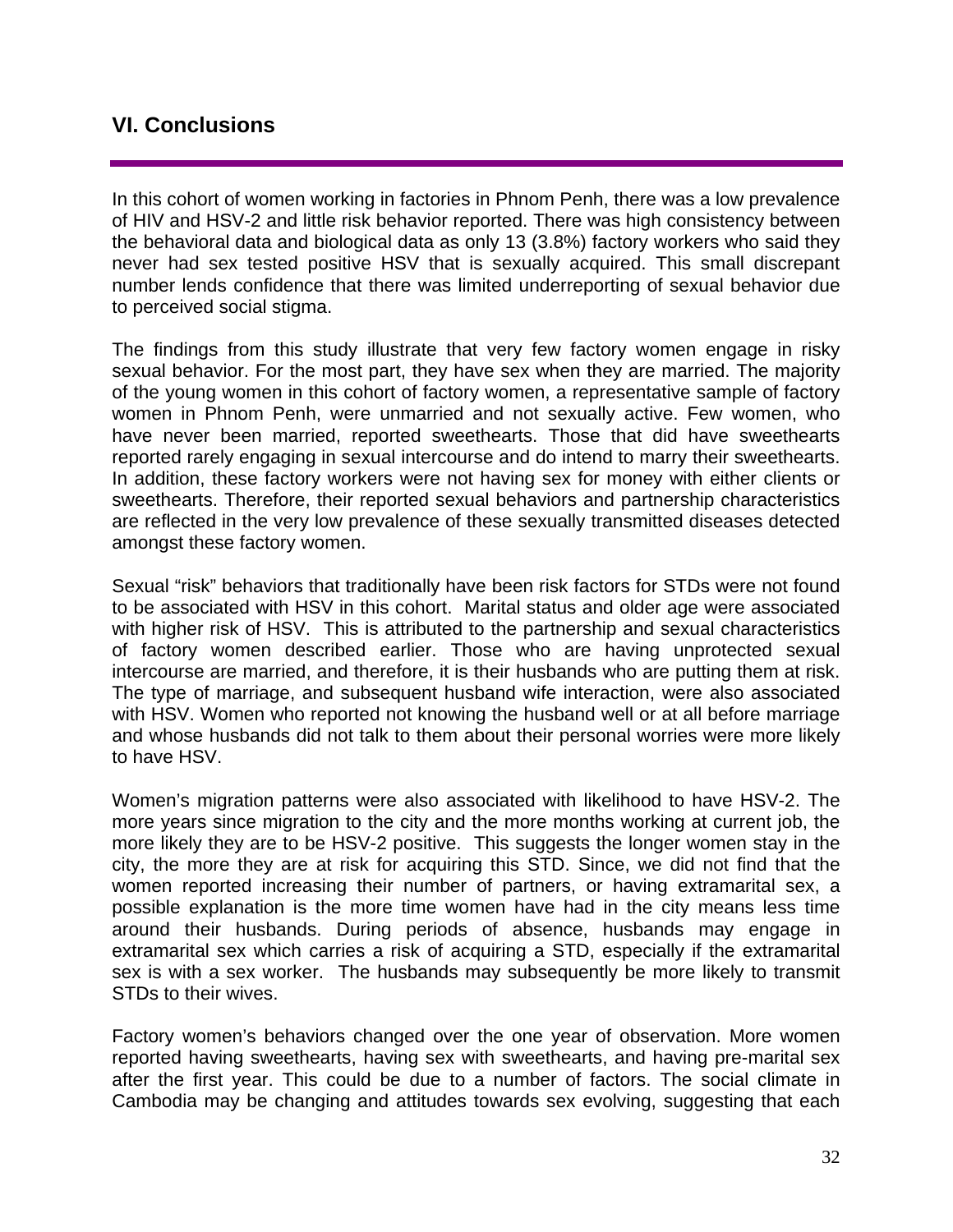## VI. Conclusions

In this cohort of women working in factories in Phnom Penh, there was a low prevalence of HIV and HSV-2 and little risk behavior reported. There was high consistency between the behavioral data and biological data as only 13 (3.8%) factory workers who said they never had sex tested positive HSV that is sexually acquired. This small discrepant number lends confidence that there was limited underreporting of sexual behavior due to perceived social stigma.

The findings from this study illustrate that very few factory women engage in risky sexual behavior. For the most part, they have sex when they are married. The majority of the young women in this cohort of factory women, a representative sample of factory women in Phnom Penh, were unmarried and not sexually active. Few women, who have never been married, reported sweethearts. Those that did have sweethearts reported rarely engaging in sexual intercourse and do intend to marry their sweethearts. In addition, these factory workers were not having sex for money with either clients or sweethearts. Therefore, their reported sexual behaviors and partnership characteristics are reflected in the very low prevalence of these sexually transmitted diseases detected amongst these factory women.

Sexual "risk" behaviors that traditionally have been risk factors for STDs were not found to be associated with HSV in this cohort. Marital status and older age were associated with higher risk of HSV. This is attributed to the partnership and sexual characteristics of factory women described earlier. Those who are having unprotected sexual intercourse are married, and therefore, it is their husbands who are putting them at risk. The type of marriage, and subsequent husband wife interaction, were also associated with HSV. Women who reported not knowing the husband well or at all before marriage and whose husbands did not talk to them about their personal worries were more likely to have HSV.

Women's migration patterns were also associated with likelihood to have HSV-2. The more years since migration to the city and the more months working at current job, the more likely they are to be HSV-2 positive. This suggests the longer women stay in the city, the more they are at risk for acquiring this STD. Since, we did not find that the women reported increasing their number of partners, or having extramarital sex, a possible explanation is the more time women have had in the city means less time around their husbands. During periods of absence, husbands may engage in extramarital sex which carries a risk of acquiring a STD, especially if the extramarital sex is with a sex worker. The husbands may subsequently be more likely to transmit STDs to their wives.

Factory women's behaviors changed over the one year of observation. More women reported having sweethearts, having sex with sweethearts, and having pre-marital sex after the first year. This could be due to a number of factors. The social climate in Cambodia may be changing and attitudes towards sex evolving, suggesting that each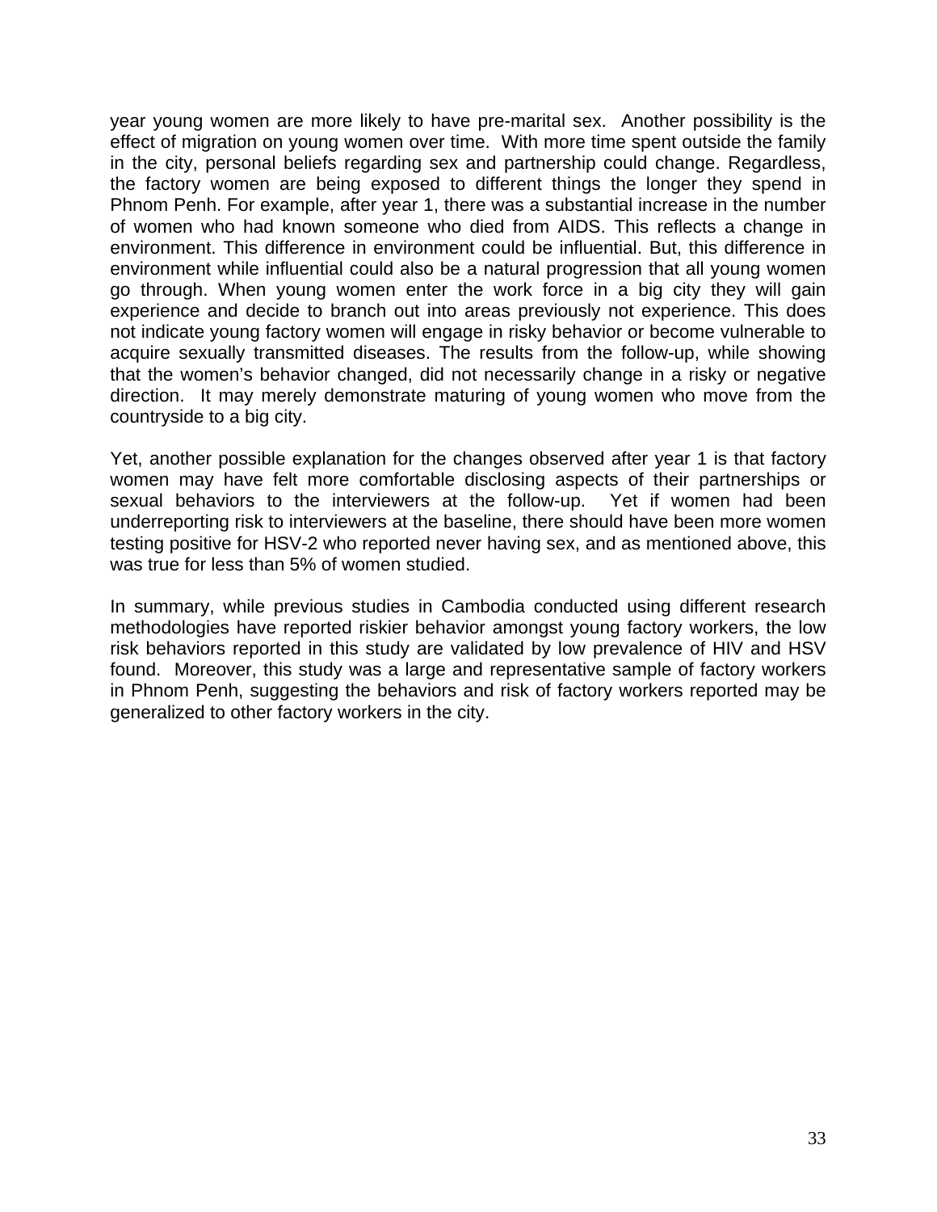year young women are more likely to have pre-marital sex. Another possibility is the effect of migration on young women over time. With more time spent outside the family in the city, personal beliefs regarding sex and partnership could change. Regardless, the factory women are being exposed to different things the longer they spend in Phnom Penh. For example, after year 1, there was a substantial increase in the number of women who had known someone who died from AIDS. This reflects a change in environment. This difference in environment could be influential. But, this difference in environment while influential could also be a natural progression that all young women go through. When young women enter the work force in a big city they will gain experience and decide to branch out into areas previously not experience. This does not indicate young factory women will engage in risky behavior or become vulnerable to acquire sexually transmitted diseases. The results from the follow-up, while showing that the women's behavior changed, did not necessarily change in a risky or negative direction. It may merely demonstrate maturing of young women who move from the countryside to a big city.

Yet, another possible explanation for the changes observed after year 1 is that factory women may have felt more comfortable disclosing aspects of their partnerships or sexual behaviors to the interviewers at the follow-up. Yet if women had been underreporting risk to interviewers at the baseline, there should have been more women testing positive for HSV-2 who reported never having sex, and as mentioned above, this was true for less than 5% of women studied.

In summary, while previous studies in Cambodia conducted using different research methodologies have reported riskier behavior amongst young factory workers, the low risk behaviors reported in this study are validated by low prevalence of HIV and HSV found. Moreover, this study was a large and representative sample of factory workers in Phnom Penh, suggesting the behaviors and risk of factory workers reported may be generalized to other factory workers in the city.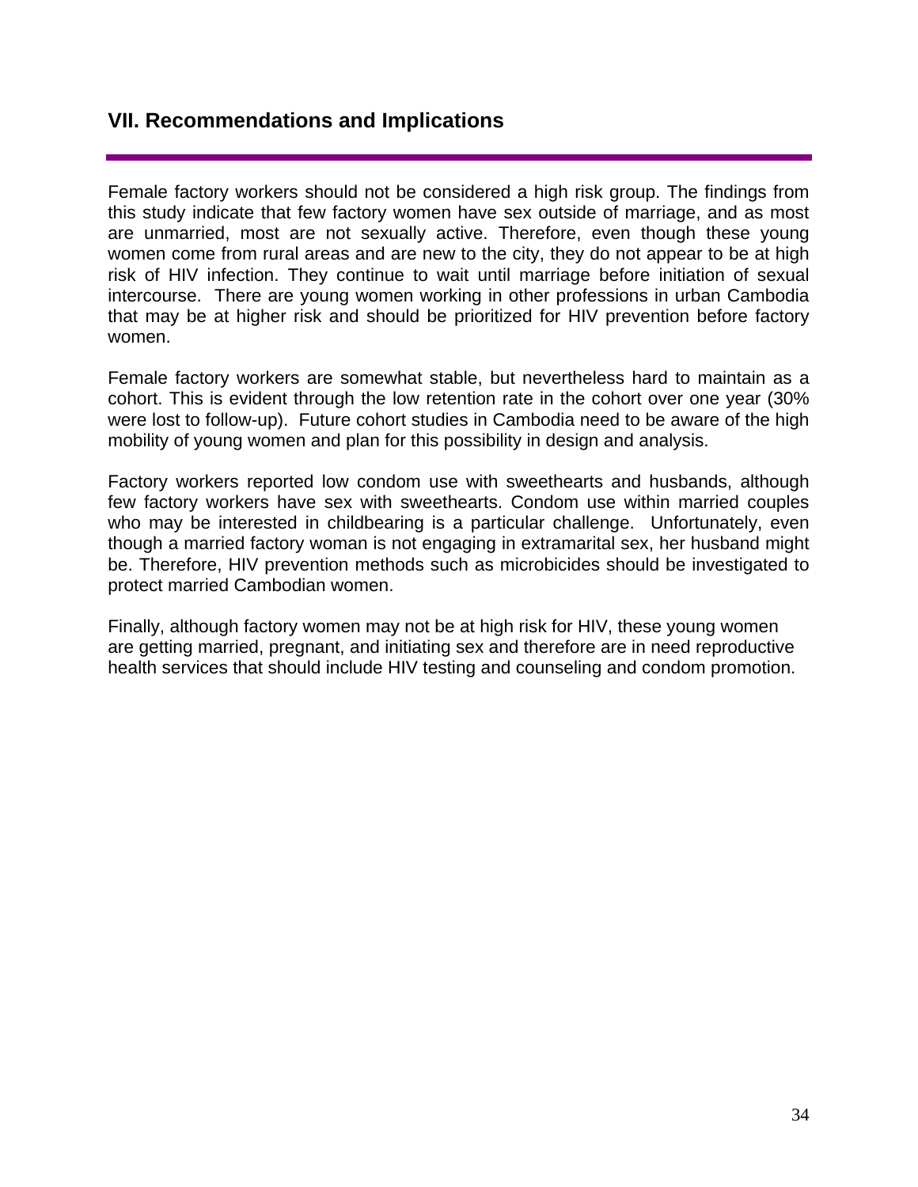## VII. Recommendations and Implications

Female factory workers should not be considered a high risk group. The findings from this study indicate that few factory women have sex outside of marriage, and as most are unmarried, most are not sexually active. Therefore, even though these young women come from rural areas and are new to the city, they do not appear to be at high risk of HIV infection. They continue to wait until marriage before initiation of sexual intercourse. There are young women working in other professions in urban Cambodia that may be at higher risk and should be prioritized for HIV prevention before factory women.

Female factory workers are somewhat stable, but nevertheless hard to maintain as a cohort. This is evident through the low retention rate in the cohort over one year (30% were lost to follow-up). Future cohort studies in Cambodia need to be aware of the high mobility of young women and plan for this possibility in design and analysis.

Factory workers reported low condom use with sweethearts and husbands, although few factory workers have sex with sweethearts. Condom use within married couples who may be interested in childbearing is a particular challenge. Unfortunately, even though a married factory woman is not engaging in extramarital sex, her husband might be. Therefore, HIV prevention methods such as microbicides should be investigated to protect married Cambodian women.

Finally, although factory women may not be at high risk for HIV, these young women are getting married, pregnant, and initiating sex and therefore are in need reproductive health services that should include HIV testing and counseling and condom promotion.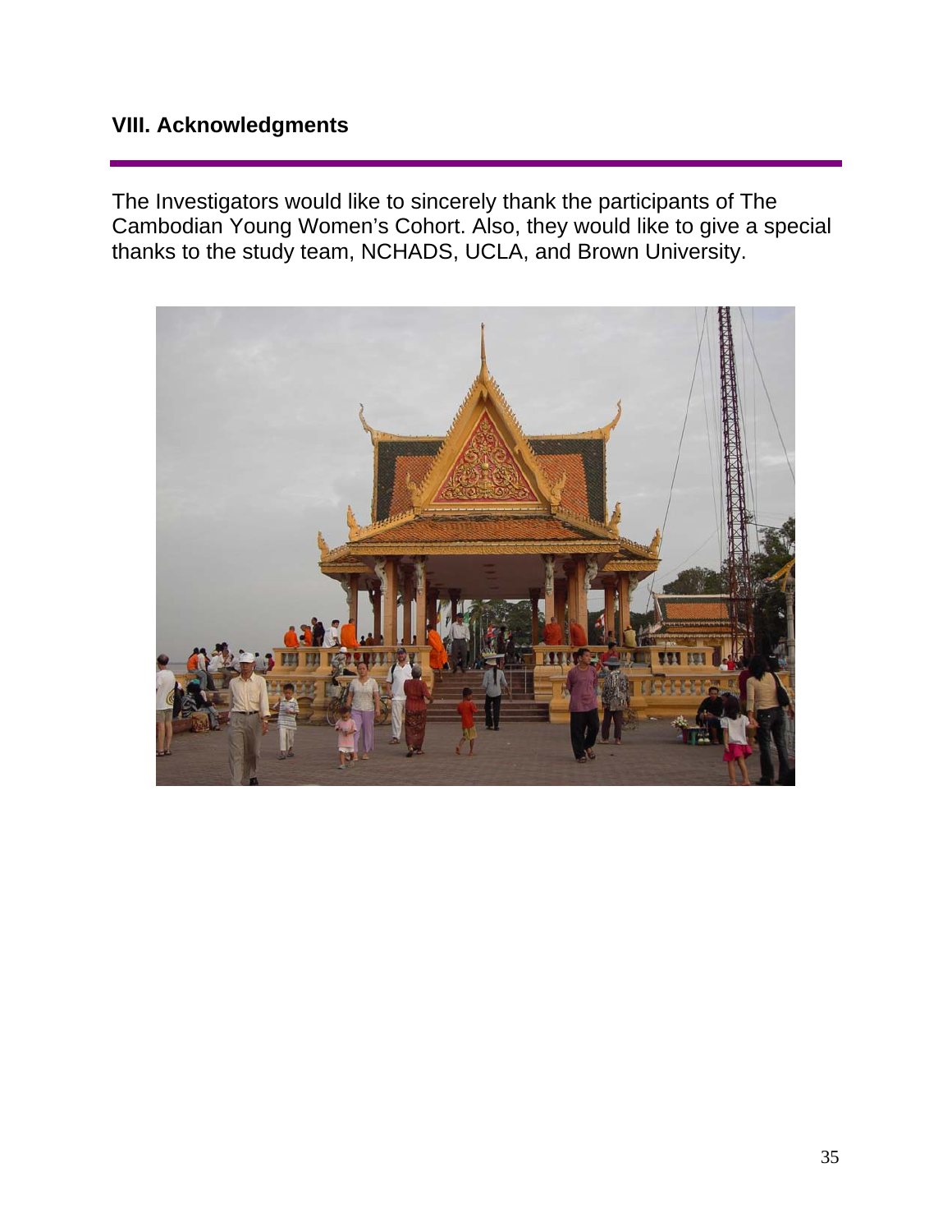## VIII. Acknowledgments

The Investigators would like to sincerely thank the participants of The Cambodian Young Women's Cohort. Also, they would like to give a special thanks to the study team, NCHADS, UCLA, and Brown University.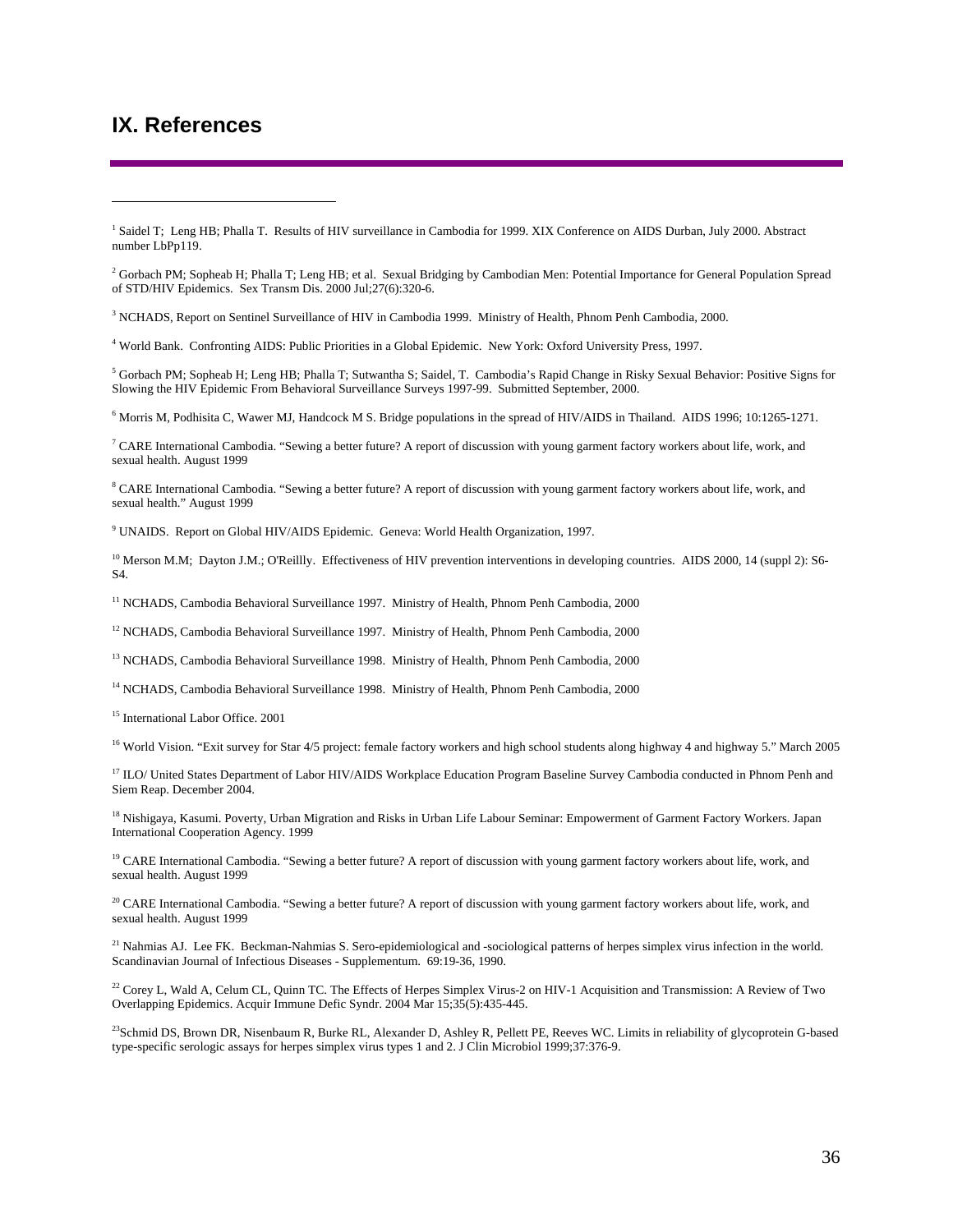## IX. References

[1] Saidel T; Leng HB; Phalla T. Results of HIV surveillance in Cambodia for 1999. XIX Conference on AIDS Durban, July 2000. Abstract number LbPp119.

[2] Gorbach PM; Sopheab H; Phalla T; Leng HB; et al. Sexual Bridging by Cambodian Men: Potential Importance for General Population Spread of STD/HIV Epidemics. Sex Transm Dis. 2000 Jul;27(6):320-6.

[3] NCHADS, Report on Sentinel Surveillance of HIV in Cambodia 1999. Ministry of Health, Phnom Penh Cambodia, 2000.

[4] World Bank. Confronting AIDS: Public Priorities in a Global Epidemic. New York: Oxford University Press, 1997.

[5] Gorbach PM; Sopheab H; Leng HB; Phalla T; Sutwantha S; Saidel, T. Cambodia's Rapid Change in Risky Sexual Behavior: Positive Signs for Slowing the HIV Epidemic From Behavioral Surveillance Surveys 1997-99. Submitted September, 2000.

[6] Morris M, Podhisita C, Wawer MJ, Handcock M S. Bridge populations in the spread of HIV/AIDS in Thailand. AIDS 1996; 10:1265-1271.

[7] CARE International Cambodia. "Sewing a better future? A report of discussion with young garment factory workers about life, work, and sexual health. August 1999

[8] CARE International Cambodia. "Sewing a better future? A report of discussion with young garment factory workers about life, work, and sexual health." August 1999

[9] UNAIDS. Report on Global HIV/AIDS Epidemic. Geneva: World Health Organization, 1997.

[10] Merson M.M; Dayton J.M.; O'Reillly. Effectiveness of HIV prevention interventions in developing countries. AIDS 2000, 14 (suppl 2): S6-S4.

[11] NCHADS, Cambodia Behavioral Surveillance 1997. Ministry of Health, Phnom Penh Cambodia, 2000

[12] NCHADS, Cambodia Behavioral Surveillance 1997. Ministry of Health, Phnom Penh Cambodia, 2000

[13] NCHADS, Cambodia Behavioral Surveillance 1998. Ministry of Health, Phnom Penh Cambodia, 2000

[14] NCHADS, Cambodia Behavioral Surveillance 1998. Ministry of Health, Phnom Penh Cambodia, 2000

[15] International Labor Office. 2001

[16] World Vision. "Exit survey for Star 4/5 project: female factory workers and high school students along highway 4 and highway 5." March 2005

[17] ILO/ United States Department of Labor HIV/AIDS Workplace Education Program Baseline Survey Cambodia conducted in Phnom Penh and Siem Reap. December 2004.

[18] Nishigaya, Kasumi. Poverty, Urban Migration and Risks in Urban Life Labour Seminar: Empowerment of Garment Factory Workers. Japan International Cooperation Agency. 1999

[19] CARE International Cambodia. "Sewing a better future? A report of discussion with young garment factory workers about life, work, and sexual health. August 1999

[20] CARE International Cambodia. "Sewing a better future? A report of discussion with young garment factory workers about life, work, and sexual health. August 1999

[21] Nahmias AJ. Lee FK. Beckman-Nahmias S. Sero-epidemiological and -sociological patterns of herpes simplex virus infection in the world. Scandinavian Journal of Infectious Diseases - Supplementum. 69:19-36, 1990.

[22] Corey L, Wald A, Celum CL, Quinn TC. The Effects of Herpes Simplex Virus-2 on HIV-1 Acquisition and Transmission: A Review of Two Overlapping Epidemics. Acquir Immune Defic Syndr. 2004 Mar 15;35(5):435-445.

[23] Schmid DS, Brown DR, Nisenbaum R, Burke RL, Alexander D, Ashley R, Pellett PE, Reeves WC. Limits in reliability of glycoprotein G-based type-specific serologic assays for herpes simplex virus types 1 and 2. J Clin Microbiol 1999;37:376-9.